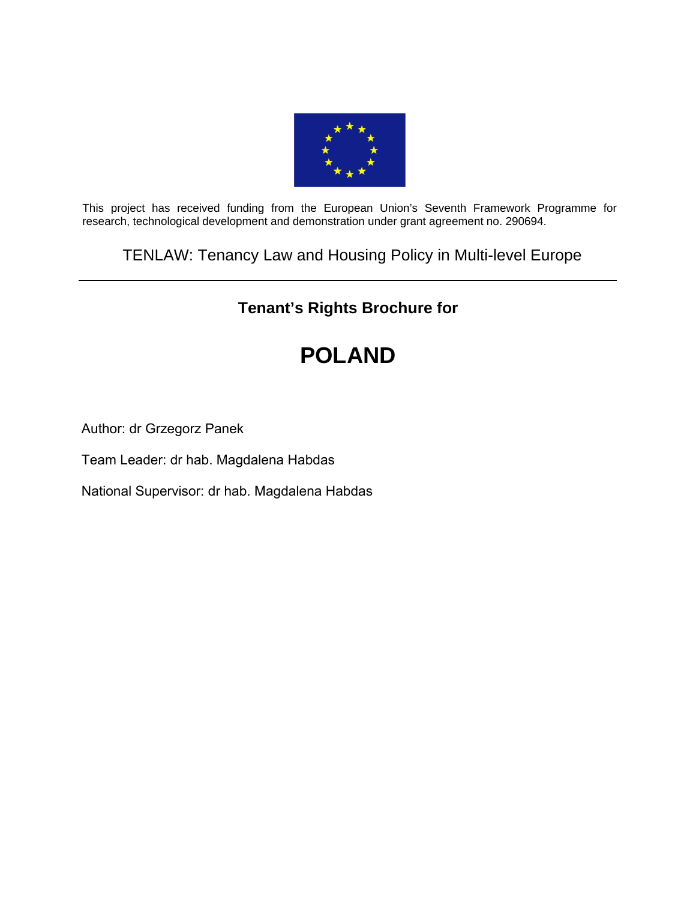This project has received funding from the European Union's Seventh Framework Programme for research, technological development and demonstration under grant agreement no. 290694.

TENLAW: Tenancy Law and Housing Policy in Multi-level Europe

---

**Tenant's Rights Brochure for**

# POLAND

Author: dr Grzegorz Panek

Team Leader: dr hab. Magdalena Habdas

National Supervisor: dr hab. Magdalena Habdas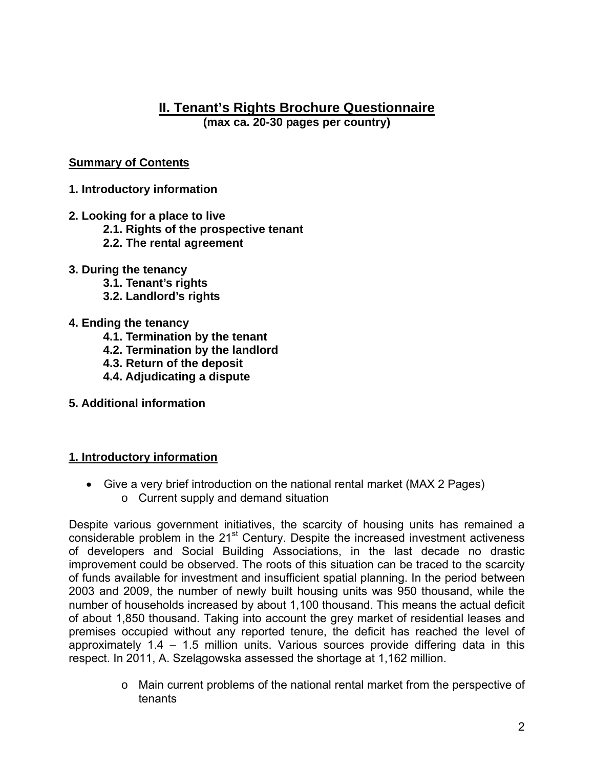## II. Tenant's Rights Brochure Questionnaire

**(max ca. 20-30 pages per country)**

**Summary of Contents**

**1. Introductory information**

**2. Looking for a place to live**
- **2.1. Rights of the prospective tenant**
- **2.2. The rental agreement**

**3. During the tenancy**
- **3.1. Tenant's rights**
- **3.2. Landlord's rights**

**4. Ending the tenancy**
- **4.1. Termination by the tenant**
- **4.2. Termination by the landlord**
- **4.3. Return of the deposit**
- **4.4. Adjudicating a dispute**

**5. Additional information**

### 1. Introductory information

- Give a very brief introduction on the national rental market (MAX 2 Pages)
  - Current supply and demand situation

Despite various government initiatives, the scarcity of housing units has remained a considerable problem in the 21st Century. Despite the increased investment activeness of developers and Social Building Associations, in the last decade no drastic improvement could be observed. The roots of this situation can be traced to the scarcity of funds available for investment and insufficient spatial planning. In the period between 2003 and 2009, the number of newly built housing units was 950 thousand, while the number of households increased by about 1,100 thousand. This means the actual deficit of about 1,850 thousand. Taking into account the grey market of residential leases and premises occupied without any reported tenure, the deficit has reached the level of approximately 1.4 – 1.5 million units. Various sources provide differing data in this respect. In 2011, A. Szelągowska assessed the shortage at 1,162 million.

- Main current problems of the national rental market from the perspective of tenants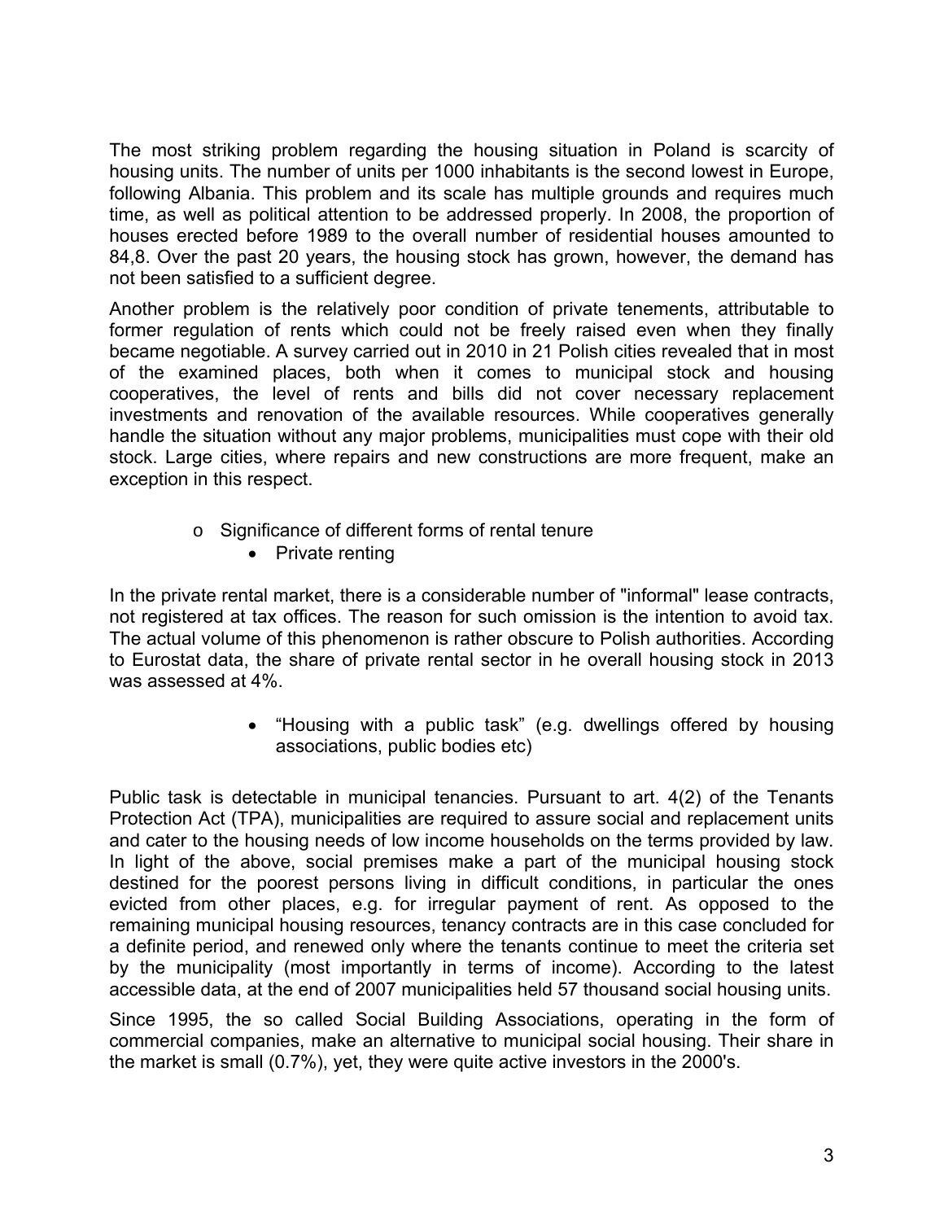The most striking problem regarding the housing situation in Poland is scarcity of housing units. The number of units per 1000 inhabitants is the second lowest in Europe, following Albania. This problem and its scale has multiple grounds and requires much time, as well as political attention to be addressed properly. In 2008, the proportion of houses erected before 1989 to the overall number of residential houses amounted to 84,8. Over the past 20 years, the housing stock has grown, however, the demand has not been satisfied to a sufficient degree.

Another problem is the relatively poor condition of private tenements, attributable to former regulation of rents which could not be freely raised even when they finally became negotiable. A survey carried out in 2010 in 21 Polish cities revealed that in most of the examined places, both when it comes to municipal stock and housing cooperatives, the level of rents and bills did not cover necessary replacement investments and renovation of the available resources. While cooperatives generally handle the situation without any major problems, municipalities must cope with their old stock. Large cities, where repairs and new constructions are more frequent, make an exception in this respect.

- Significance of different forms of rental tenure
  - Private renting

In the private rental market, there is a considerable number of "informal" lease contracts, not registered at tax offices. The reason for such omission is the intention to avoid tax. The actual volume of this phenomenon is rather obscure to Polish authorities. According to Eurostat data, the share of private rental sector in he overall housing stock in 2013 was assessed at 4%.

- “Housing with a public task” (e.g. dwellings offered by housing associations, public bodies etc)

Public task is detectable in municipal tenancies. Pursuant to art. 4(2) of the Tenants Protection Act (TPA), municipalities are required to assure social and replacement units and cater to the housing needs of low income households on the terms provided by law. In light of the above, social premises make a part of the municipal housing stock destined for the poorest persons living in difficult conditions, in particular the ones evicted from other places, e.g. for irregular payment of rent. As opposed to the remaining municipal housing resources, tenancy contracts are in this case concluded for a definite period, and renewed only where the tenants continue to meet the criteria set by the municipality (most importantly in terms of income). According to the latest accessible data, at the end of 2007 municipalities held 57 thousand social housing units.

Since 1995, the so called Social Building Associations, operating in the form of commercial companies, make an alternative to municipal social housing. Their share in the market is small (0.7%), yet, they were quite active investors in the 2000's.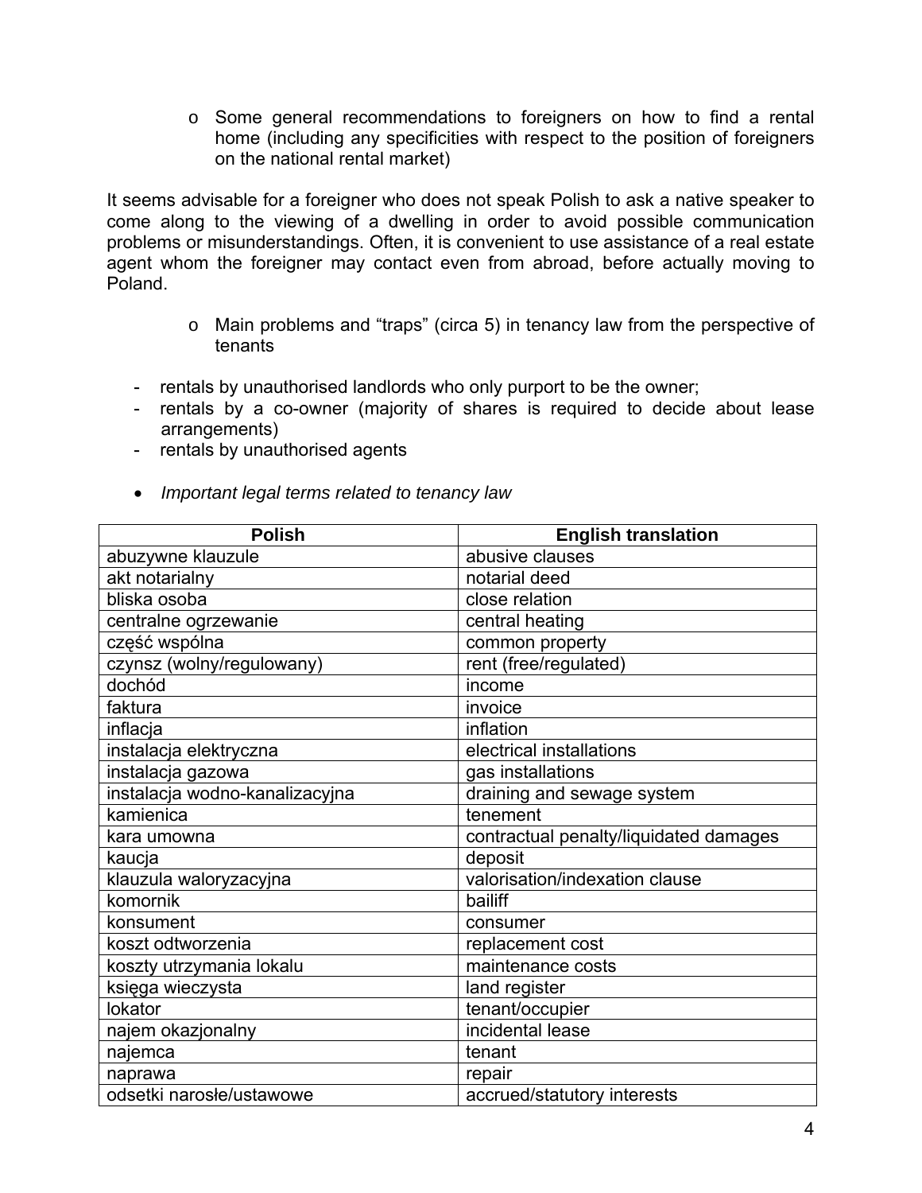- Some general recommendations to foreigners on how to find a rental home (including any specificities with respect to the position of foreigners on the national rental market)

It seems advisable for a foreigner who does not speak Polish to ask a native speaker to come along to the viewing of a dwelling in order to avoid possible communication problems or misunderstandings. Often, it is convenient to use assistance of a real estate agent whom the foreigner may contact even from abroad, before actually moving to Poland.

- Main problems and "traps" (circa 5) in tenancy law from the perspective of tenants

- rentals by unauthorised landlords who only purport to be the owner;
- rentals by a co-owner (majority of shares is required to decide about lease arrangements)
- rentals by unauthorised agents

- *Important legal terms related to tenancy law*

| Polish | English translation |
|---|---|
| abuzywne klauzule | abusive clauses |
| akt notarialny | notarial deed |
| bliska osoba | close relation |
| centralne ogrzewanie | central heating |
| część wspólna | common property |
| czynsz (wolny/regulowany) | rent (free/regulated) |
| dochód | income |
| faktura | invoice |
| inflacja | inflation |
| instalacja elektryczna | electrical installations |
| instalacja gazowa | gas installations |
| instalacja wodno-kanalizacyjna | draining and sewage system |
| kamienica | tenement |
| kara umowna | contractual penalty/liquidated damages |
| kaucja | deposit |
| klauzula waloryzacyjna | valorisation/indexation clause |
| komornik | bailiff |
| konsument | consumer |
| koszt odtworzenia | replacement cost |
| koszty utrzymania lokalu | maintenance costs |
| księga wieczysta | land register |
| lokator | tenant/occupier |
| najem okazjonalny | incidental lease |
| najemca | tenant |
| naprawa | repair |
| odsetki narosłe/ustawowe | accrued/statutory interests |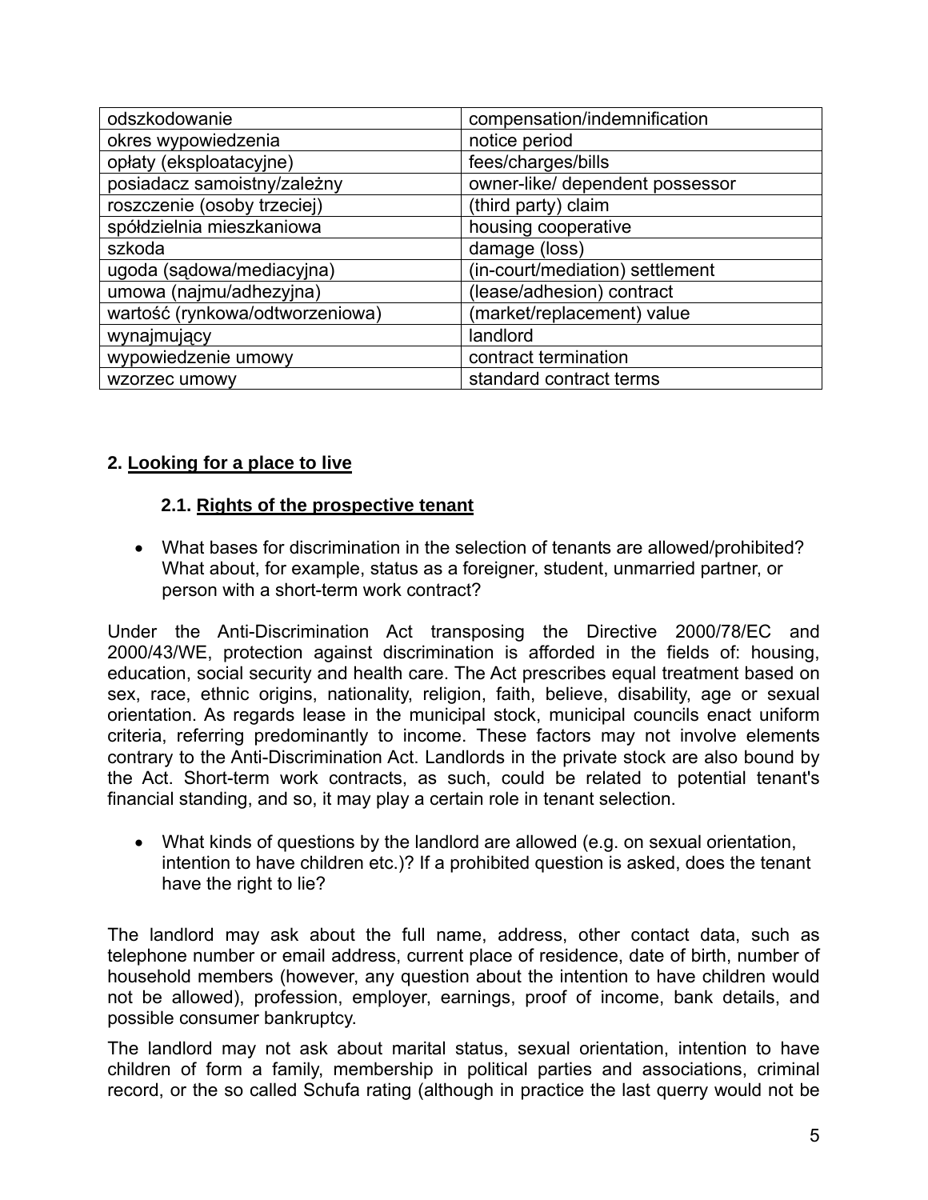| odszkodowanie | compensation/indemnification |
|---|---|
| okres wypowiedzenia | notice period |
| opłaty (eksploatacyjne) | fees/charges/bills |
| posiadacz samoistny/zależny | owner-like/ dependent possessor |
| roszczenie (osoby trzeciej) | (third party) claim |
| spółdzielnia mieszkaniowa | housing cooperative |
| szkoda | damage (loss) |
| ugoda (sądowa/mediacyjna) | (in-court/mediation) settlement |
| umowa (najmu/adhezyjna) | (lease/adhesion) contract |
| wartość (rynkowa/odtworzeniowa) | (market/replacement) value |
| wynajmujący | landlord |
| wypowiedzenie umowy | contract termination |
| wzorzec umowy | standard contract terms |

## 2. Looking for a place to live

### 2.1. Rights of the prospective tenant

- What bases for discrimination in the selection of tenants are allowed/prohibited? What about, for example, status as a foreigner, student, unmarried partner, or person with a short-term work contract?

Under the Anti-Discrimination Act transposing the Directive 2000/78/EC and 2000/43/WE, protection against discrimination is afforded in the fields of: housing, education, social security and health care. The Act prescribes equal treatment based on sex, race, ethnic origins, nationality, religion, faith, believe, disability, age or sexual orientation. As regards lease in the municipal stock, municipal councils enact uniform criteria, referring predominantly to income. These factors may not involve elements contrary to the Anti-Discrimination Act. Landlords in the private stock are also bound by the Act. Short-term work contracts, as such, could be related to potential tenant's financial standing, and so, it may play a certain role in tenant selection.

- What kinds of questions by the landlord are allowed (e.g. on sexual orientation, intention to have children etc.)? If a prohibited question is asked, does the tenant have the right to lie?

The landlord may ask about the full name, address, other contact data, such as telephone number or email address, current place of residence, date of birth, number of household members (however, any question about the intention to have children would not be allowed), profession, employer, earnings, proof of income, bank details, and possible consumer bankruptcy.

The landlord may not ask about marital status, sexual orientation, intention to have children of form a family, membership in political parties and associations, criminal record, or the so called Schufa rating (although in practice the last querry would not be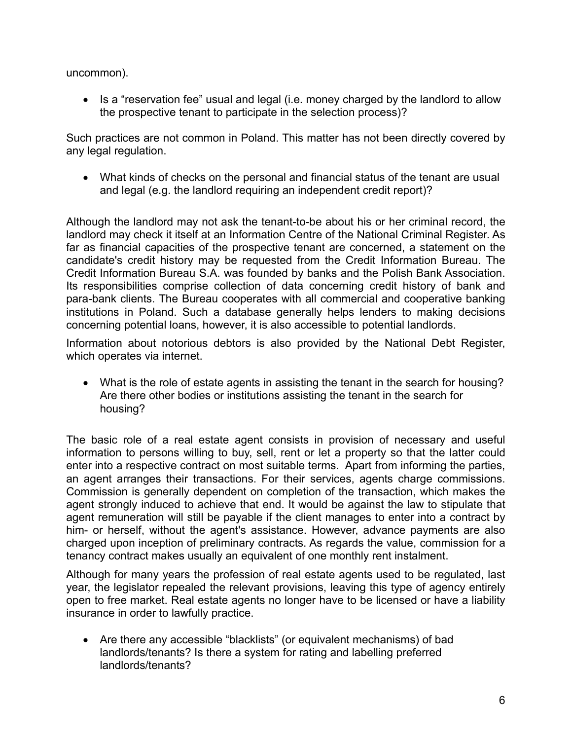uncommon).

- Is a “reservation fee” usual and legal (i.e. money charged by the landlord to allow the prospective tenant to participate in the selection process)?

Such practices are not common in Poland. This matter has not been directly covered by any legal regulation.

- What kinds of checks on the personal and financial status of the tenant are usual and legal (e.g. the landlord requiring an independent credit report)?

Although the landlord may not ask the tenant-to-be about his or her criminal record, the landlord may check it itself at an Information Centre of the National Criminal Register. As far as financial capacities of the prospective tenant are concerned, a statement on the candidate's credit history may be requested from the Credit Information Bureau. The Credit Information Bureau S.A. was founded by banks and the Polish Bank Association. Its responsibilities comprise collection of data concerning credit history of bank and para-bank clients. The Bureau cooperates with all commercial and cooperative banking institutions in Poland. Such a database generally helps lenders to making decisions concerning potential loans, however, it is also accessible to potential landlords.

Information about notorious debtors is also provided by the National Debt Register, which operates via internet.

- What is the role of estate agents in assisting the tenant in the search for housing? Are there other bodies or institutions assisting the tenant in the search for housing?

The basic role of a real estate agent consists in provision of necessary and useful information to persons willing to buy, sell, rent or let a property so that the latter could enter into a respective contract on most suitable terms. Apart from informing the parties, an agent arranges their transactions. For their services, agents charge commissions. Commission is generally dependent on completion of the transaction, which makes the agent strongly induced to achieve that end. It would be against the law to stipulate that agent remuneration will still be payable if the client manages to enter into a contract by him- or herself, without the agent's assistance. However, advance payments are also charged upon inception of preliminary contracts. As regards the value, commission for a tenancy contract makes usually an equivalent of one monthly rent instalment.

Although for many years the profession of real estate agents used to be regulated, last year, the legislator repealed the relevant provisions, leaving this type of agency entirely open to free market. Real estate agents no longer have to be licensed or have a liability insurance in order to lawfully practice.

- Are there any accessible “blacklists” (or equivalent mechanisms) of bad landlords/tenants? Is there a system for rating and labelling preferred landlords/tenants?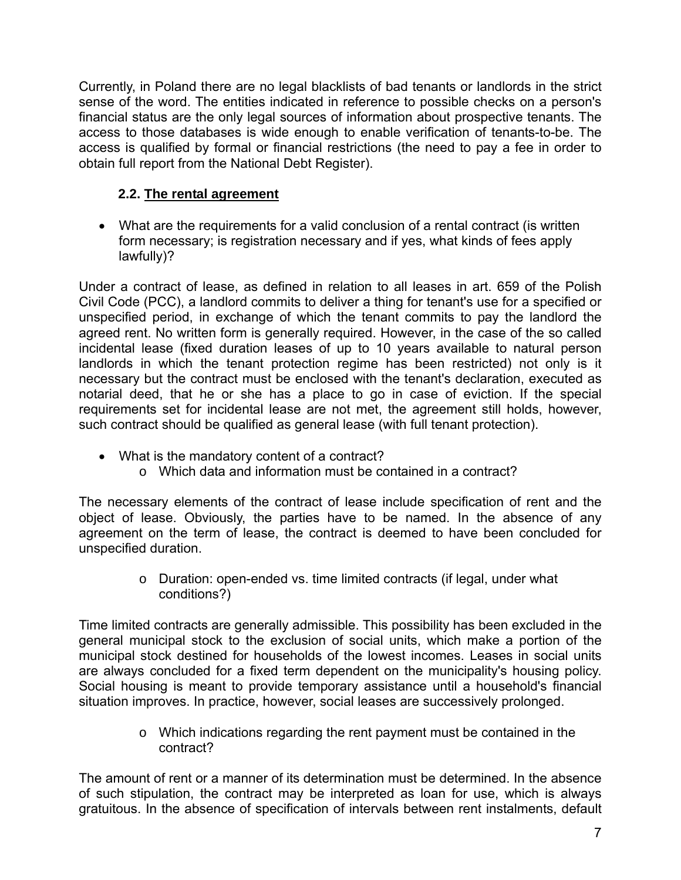Currently, in Poland there are no legal blacklists of bad tenants or landlords in the strict sense of the word. The entities indicated in reference to possible checks on a person's financial status are the only legal sources of information about prospective tenants. The access to those databases is wide enough to enable verification of tenants-to-be. The access is qualified by formal or financial restrictions (the need to pay a fee in order to obtain full report from the National Debt Register).

### 2.2. <u>The rental agreement</u>

- What are the requirements for a valid conclusion of a rental contract (is written form necessary; is registration necessary and if yes, what kinds of fees apply lawfully)?

Under a contract of lease, as defined in relation to all leases in art. 659 of the Polish Civil Code (PCC), a landlord commits to deliver a thing for tenant's use for a specified or unspecified period, in exchange of which the tenant commits to pay the landlord the agreed rent. No written form is generally required. However, in the case of the so called incidental lease (fixed duration leases of up to 10 years available to natural person landlords in which the tenant protection regime has been restricted) not only is it necessary but the contract must be enclosed with the tenant's declaration, executed as notarial deed, that he or she has a place to go in case of eviction. If the special requirements set for incidental lease are not met, the agreement still holds, however, such contract should be qualified as general lease (with full tenant protection).

- What is the mandatory content of a contract?
  - Which data and information must be contained in a contract?

The necessary elements of the contract of lease include specification of rent and the object of lease. Obviously, the parties have to be named. In the absence of any agreement on the term of lease, the contract is deemed to have been concluded for unspecified duration.

  - Duration: open-ended vs. time limited contracts (if legal, under what conditions?)

Time limited contracts are generally admissible. This possibility has been excluded in the general municipal stock to the exclusion of social units, which make a portion of the municipal stock destined for households of the lowest incomes. Leases in social units are always concluded for a fixed term dependent on the municipality's housing policy. Social housing is meant to provide temporary assistance until a household's financial situation improves. In practice, however, social leases are successively prolonged.

  - Which indications regarding the rent payment must be contained in the contract?

The amount of rent or a manner of its determination must be determined. In the absence of such stipulation, the contract may be interpreted as loan for use, which is always gratuitous. In the absence of specification of intervals between rent instalments, default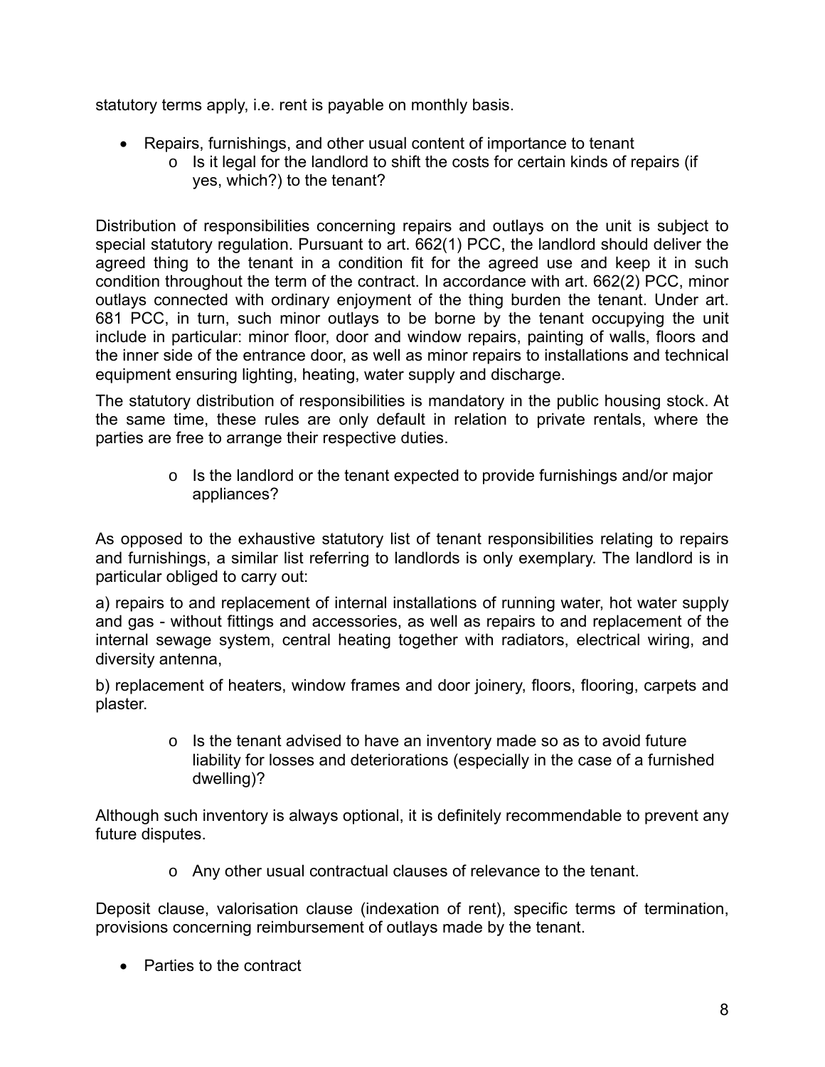statutory terms apply, i.e. rent is payable on monthly basis.

- Repairs, furnishings, and other usual content of importance to tenant
    - Is it legal for the landlord to shift the costs for certain kinds of repairs (if yes, which?) to the tenant?

Distribution of responsibilities concerning repairs and outlays on the unit is subject to special statutory regulation. Pursuant to art. 662(1) PCC, the landlord should deliver the agreed thing to the tenant in a condition fit for the agreed use and keep it in such condition throughout the term of the contract. In accordance with art. 662(2) PCC, minor outlays connected with ordinary enjoyment of the thing burden the tenant. Under art. 681 PCC, in turn, such minor outlays to be borne by the tenant occupying the unit include in particular: minor floor, door and window repairs, painting of walls, floors and the inner side of the entrance door, as well as minor repairs to installations and technical equipment ensuring lighting, heating, water supply and discharge.

The statutory distribution of responsibilities is mandatory in the public housing stock. At the same time, these rules are only default in relation to private rentals, where the parties are free to arrange their respective duties.

- Is the landlord or the tenant expected to provide furnishings and/or major appliances?

As opposed to the exhaustive statutory list of tenant responsibilities relating to repairs and furnishings, a similar list referring to landlords is only exemplary. The landlord is in particular obliged to carry out:

a) repairs to and replacement of internal installations of running water, hot water supply and gas - without fittings and accessories, as well as repairs to and replacement of the internal sewage system, central heating together with radiators, electrical wiring, and diversity antenna,

b) replacement of heaters, window frames and door joinery, floors, flooring, carpets and plaster.

- Is the tenant advised to have an inventory made so as to avoid future liability for losses and deteriorations (especially in the case of a furnished dwelling)?

Although such inventory is always optional, it is definitely recommendable to prevent any future disputes.

- Any other usual contractual clauses of relevance to the tenant.

Deposit clause, valorisation clause (indexation of rent), specific terms of termination, provisions concerning reimbursement of outlays made by the tenant.

- Parties to the contract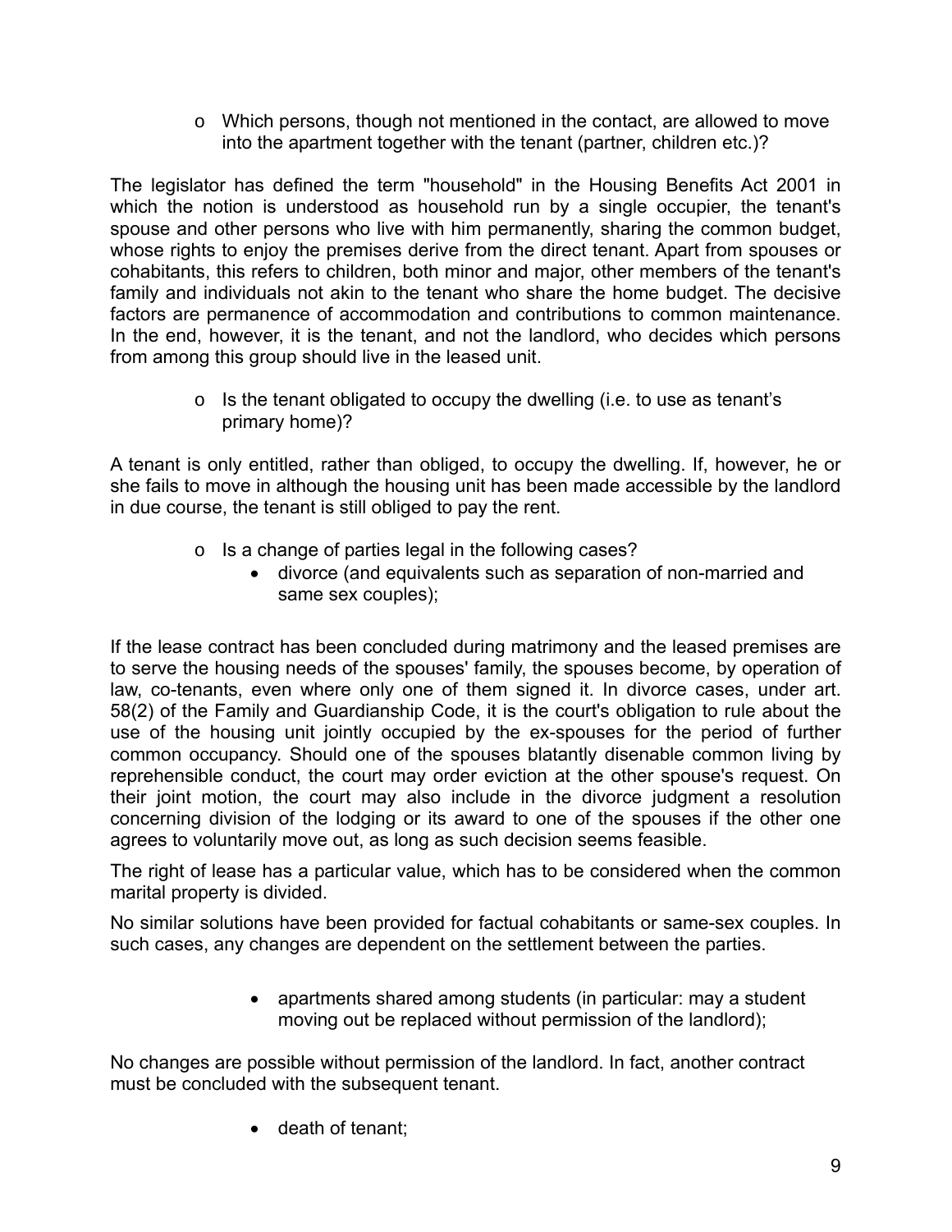- Which persons, though not mentioned in the contact, are allowed to move into the apartment together with the tenant (partner, children etc.)?

The legislator has defined the term "household" in the Housing Benefits Act 2001 in which the notion is understood as household run by a single occupier, the tenant's spouse and other persons who live with him permanently, sharing the common budget, whose rights to enjoy the premises derive from the direct tenant. Apart from spouses or cohabitants, this refers to children, both minor and major, other members of the tenant's family and individuals not akin to the tenant who share the home budget. The decisive factors are permanence of accommodation and contributions to common maintenance. In the end, however, it is the tenant, and not the landlord, who decides which persons from among this group should live in the leased unit.

- Is the tenant obligated to occupy the dwelling (i.e. to use as tenant's primary home)?

A tenant is only entitled, rather than obliged, to occupy the dwelling. If, however, he or she fails to move in although the housing unit has been made accessible by the landlord in due course, the tenant is still obliged to pay the rent.

- Is a change of parties legal in the following cases?
  - divorce (and equivalents such as separation of non-married and same sex couples);

If the lease contract has been concluded during matrimony and the leased premises are to serve the housing needs of the spouses' family, the spouses become, by operation of law, co-tenants, even where only one of them signed it. In divorce cases, under art. 58(2) of the Family and Guardianship Code, it is the court's obligation to rule about the use of the housing unit jointly occupied by the ex-spouses for the period of further common occupancy. Should one of the spouses blatantly disenable common living by reprehensible conduct, the court may order eviction at the other spouse's request. On their joint motion, the court may also include in the divorce judgment a resolution concerning division of the lodging or its award to one of the spouses if the other one agrees to voluntarily move out, as long as such decision seems feasible.

The right of lease has a particular value, which has to be considered when the common marital property is divided.

No similar solutions have been provided for factual cohabitants or same-sex couples. In such cases, any changes are dependent on the settlement between the parties.

  - apartments shared among students (in particular: may a student moving out be replaced without permission of the landlord);

No changes are possible without permission of the landlord. In fact, another contract must be concluded with the subsequent tenant.

  - death of tenant;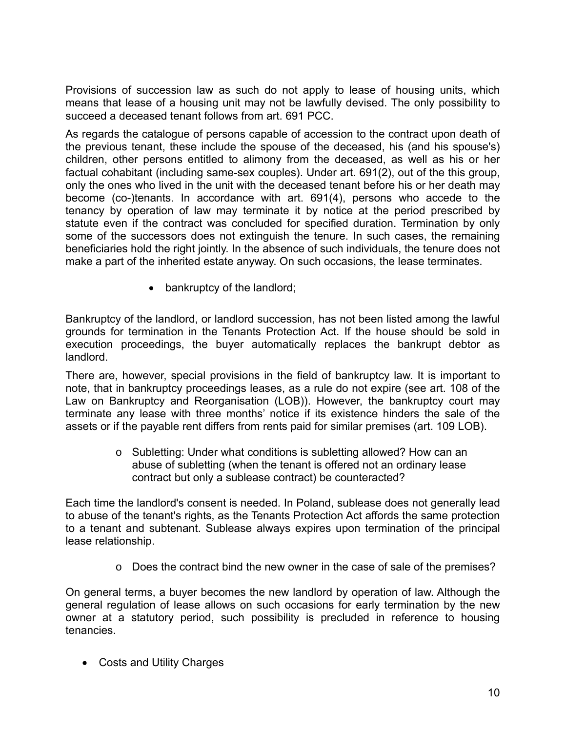Provisions of succession law as such do not apply to lease of housing units, which means that lease of a housing unit may not be lawfully devised. The only possibility to succeed a deceased tenant follows from art. 691 PCC.

As regards the catalogue of persons capable of accession to the contract upon death of the previous tenant, these include the spouse of the deceased, his (and his spouse's) children, other persons entitled to alimony from the deceased, as well as his or her factual cohabitant (including same-sex couples). Under art. 691(2), out of the this group, only the ones who lived in the unit with the deceased tenant before his or her death may become (co-)tenants. In accordance with art. 691(4), persons who accede to the tenancy by operation of law may terminate it by notice at the period prescribed by statute even if the contract was concluded for specified duration. Termination by only some of the successors does not extinguish the tenure. In such cases, the remaining beneficiaries hold the right jointly. In the absence of such individuals, the tenure does not make a part of the inherited estate anyway. On such occasions, the lease terminates.

- bankruptcy of the landlord;

Bankruptcy of the landlord, or landlord succession, has not been listed among the lawful grounds for termination in the Tenants Protection Act. If the house should be sold in execution proceedings, the buyer automatically replaces the bankrupt debtor as landlord.

There are, however, special provisions in the field of bankruptcy law. It is important to note, that in bankruptcy proceedings leases, as a rule do not expire (see art. 108 of the Law on Bankruptcy and Reorganisation (LOB)). However, the bankruptcy court may terminate any lease with three months' notice if its existence hinders the sale of the assets or if the payable rent differs from rents paid for similar premises (art. 109 LOB).

- o Subletting: Under what conditions is subletting allowed? How can an abuse of subletting (when the tenant is offered not an ordinary lease contract but only a sublease contract) be counteracted?

Each time the landlord's consent is needed. In Poland, sublease does not generally lead to abuse of the tenant's rights, as the Tenants Protection Act affords the same protection to a tenant and subtenant. Sublease always expires upon termination of the principal lease relationship.

- o Does the contract bind the new owner in the case of sale of the premises?

On general terms, a buyer becomes the new landlord by operation of law. Although the general regulation of lease allows on such occasions for early termination by the new owner at a statutory period, such possibility is precluded in reference to housing tenancies.

- Costs and Utility Charges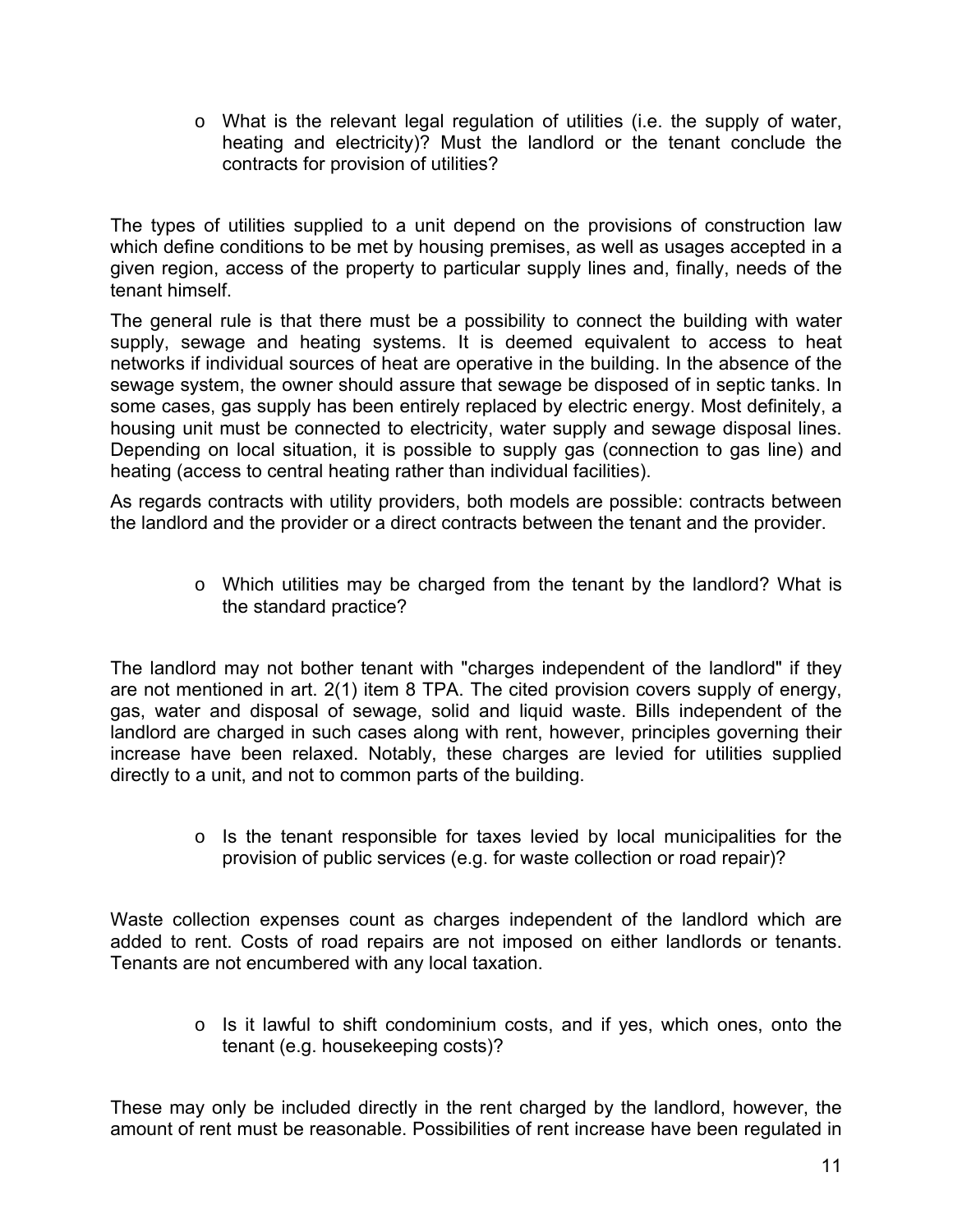- What is the relevant legal regulation of utilities (i.e. the supply of water, heating and electricity)? Must the landlord or the tenant conclude the contracts for provision of utilities?

The types of utilities supplied to a unit depend on the provisions of construction law which define conditions to be met by housing premises, as well as usages accepted in a given region, access of the property to particular supply lines and, finally, needs of the tenant himself.

The general rule is that there must be a possibility to connect the building with water supply, sewage and heating systems. It is deemed equivalent to access to heat networks if individual sources of heat are operative in the building. In the absence of the sewage system, the owner should assure that sewage be disposed of in septic tanks. In some cases, gas supply has been entirely replaced by electric energy. Most definitely, a housing unit must be connected to electricity, water supply and sewage disposal lines. Depending on local situation, it is possible to supply gas (connection to gas line) and heating (access to central heating rather than individual facilities).

As regards contracts with utility providers, both models are possible: contracts between the landlord and the provider or a direct contracts between the tenant and the provider.

- Which utilities may be charged from the tenant by the landlord? What is the standard practice?

The landlord may not bother tenant with "charges independent of the landlord" if they are not mentioned in art. 2(1) item 8 TPA. The cited provision covers supply of energy, gas, water and disposal of sewage, solid and liquid waste. Bills independent of the landlord are charged in such cases along with rent, however, principles governing their increase have been relaxed. Notably, these charges are levied for utilities supplied directly to a unit, and not to common parts of the building.

- Is the tenant responsible for taxes levied by local municipalities for the provision of public services (e.g. for waste collection or road repair)?

Waste collection expenses count as charges independent of the landlord which are added to rent. Costs of road repairs are not imposed on either landlords or tenants. Tenants are not encumbered with any local taxation.

- Is it lawful to shift condominium costs, and if yes, which ones, onto the tenant (e.g. housekeeping costs)?

These may only be included directly in the rent charged by the landlord, however, the amount of rent must be reasonable. Possibilities of rent increase have been regulated in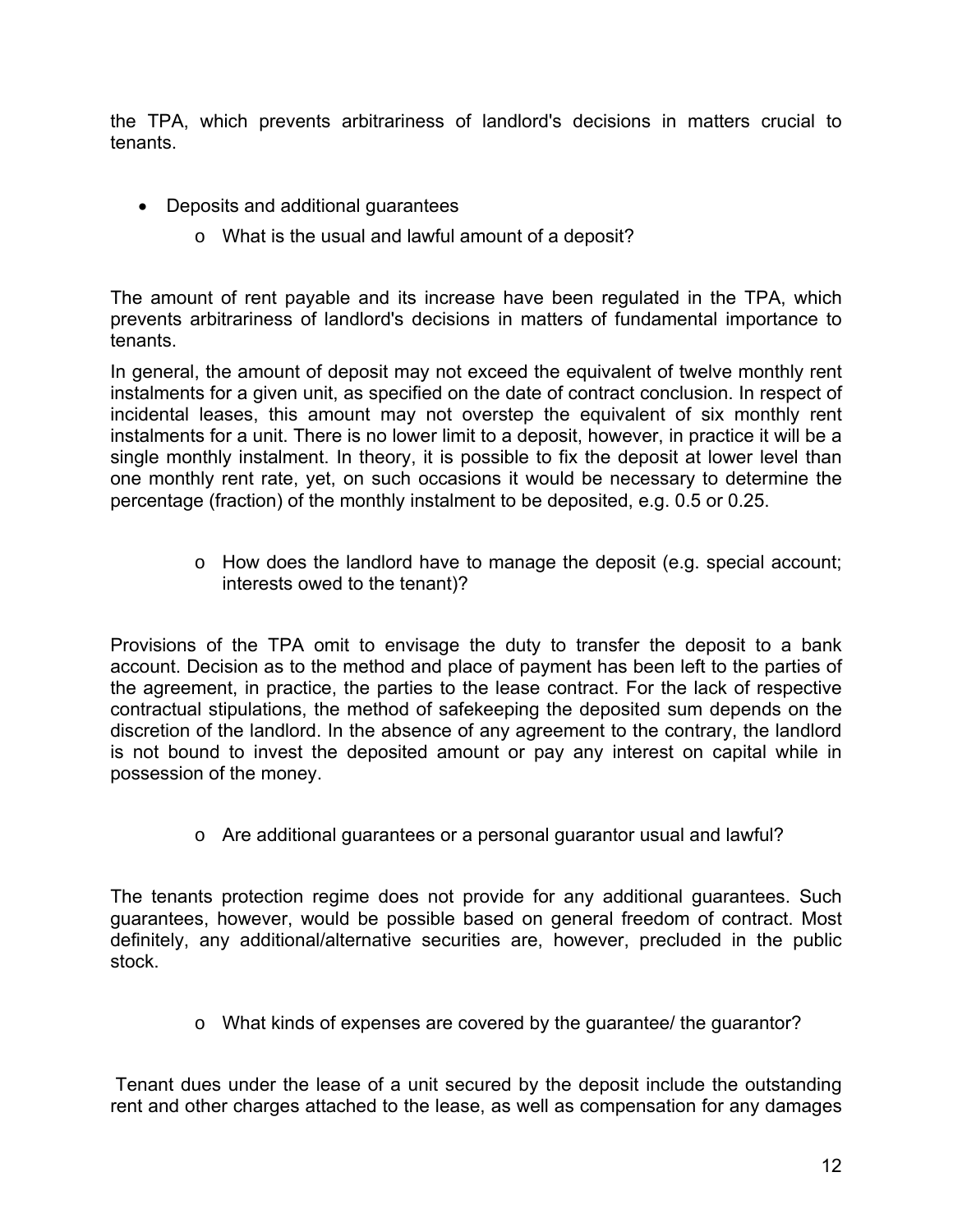the TPA, which prevents arbitrariness of landlord's decisions in matters crucial to tenants.

- Deposits and additional guarantees
  - What is the usual and lawful amount of a deposit?

The amount of rent payable and its increase have been regulated in the TPA, which prevents arbitrariness of landlord's decisions in matters of fundamental importance to tenants.

In general, the amount of deposit may not exceed the equivalent of twelve monthly rent instalments for a given unit, as specified on the date of contract conclusion. In respect of incidental leases, this amount may not overstep the equivalent of six monthly rent instalments for a unit. There is no lower limit to a deposit, however, in practice it will be a single monthly instalment. In theory, it is possible to fix the deposit at lower level than one monthly rent rate, yet, on such occasions it would be necessary to determine the percentage (fraction) of the monthly instalment to be deposited, e.g. 0.5 or 0.25.

  - How does the landlord have to manage the deposit (e.g. special account; interests owed to the tenant)?

Provisions of the TPA omit to envisage the duty to transfer the deposit to a bank account. Decision as to the method and place of payment has been left to the parties of the agreement, in practice, the parties to the lease contract. For the lack of respective contractual stipulations, the method of safekeeping the deposited sum depends on the discretion of the landlord. In the absence of any agreement to the contrary, the landlord is not bound to invest the deposited amount or pay any interest on capital while in possession of the money.

  - Are additional guarantees or a personal guarantor usual and lawful?

The tenants protection regime does not provide for any additional guarantees. Such guarantees, however, would be possible based on general freedom of contract. Most definitely, any additional/alternative securities are, however, precluded in the public stock.

  - What kinds of expenses are covered by the guarantee/ the guarantor?

Tenant dues under the lease of a unit secured by the deposit include the outstanding rent and other charges attached to the lease, as well as compensation for any damages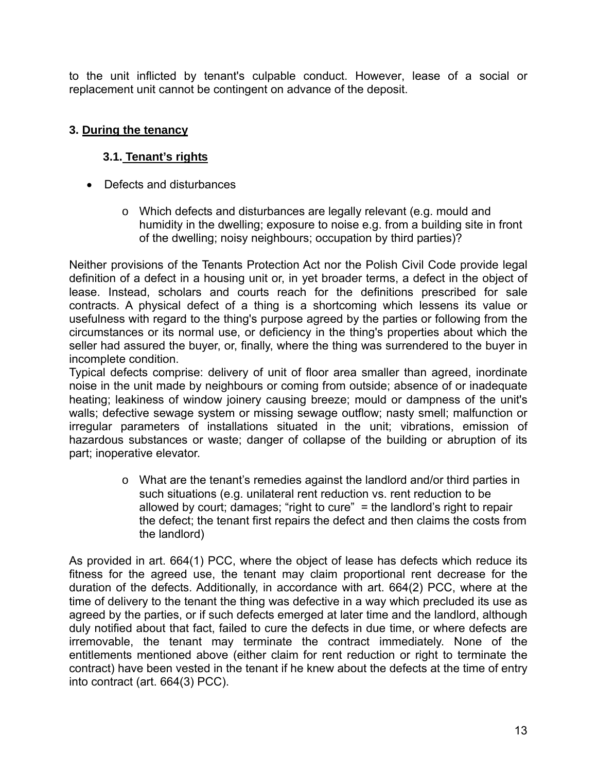to the unit inflicted by tenant's culpable conduct. However, lease of a social or replacement unit cannot be contingent on advance of the deposit.

## 3. During the tenancy

### 3.1. Tenant's rights

- Defects and disturbances
  - Which defects and disturbances are legally relevant (e.g. mould and humidity in the dwelling; exposure to noise e.g. from a building site in front of the dwelling; noisy neighbours; occupation by third parties)?

Neither provisions of the Tenants Protection Act nor the Polish Civil Code provide legal definition of a defect in a housing unit or, in yet broader terms, a defect in the object of lease. Instead, scholars and courts reach for the definitions prescribed for sale contracts. A physical defect of a thing is a shortcoming which lessens its value or usefulness with regard to the thing's purpose agreed by the parties or following from the circumstances or its normal use, or deficiency in the thing's properties about which the seller had assured the buyer, or, finally, where the thing was surrendered to the buyer in incomplete condition.

Typical defects comprise: delivery of unit of floor area smaller than agreed, inordinate noise in the unit made by neighbours or coming from outside; absence of or inadequate heating; leakiness of window joinery causing breeze; mould or dampness of the unit's walls; defective sewage system or missing sewage outflow; nasty smell; malfunction or irregular parameters of installations situated in the unit; vibrations, emission of hazardous substances or waste; danger of collapse of the building or abruption of its part; inoperative elevator.

  - What are the tenant's remedies against the landlord and/or third parties in such situations (e.g. unilateral rent reduction vs. rent reduction to be allowed by court; damages; "right to cure" = the landlord's right to repair the defect; the tenant first repairs the defect and then claims the costs from the landlord)

As provided in art. 664(1) PCC, where the object of lease has defects which reduce its fitness for the agreed use, the tenant may claim proportional rent decrease for the duration of the defects. Additionally, in accordance with art. 664(2) PCC, where at the time of delivery to the tenant the thing was defective in a way which precluded its use as agreed by the parties, or if such defects emerged at later time and the landlord, although duly notified about that fact, failed to cure the defects in due time, or where defects are irremovable, the tenant may terminate the contract immediately. None of the entitlements mentioned above (either claim for rent reduction or right to terminate the contract) have been vested in the tenant if he knew about the defects at the time of entry into contract (art. 664(3) PCC).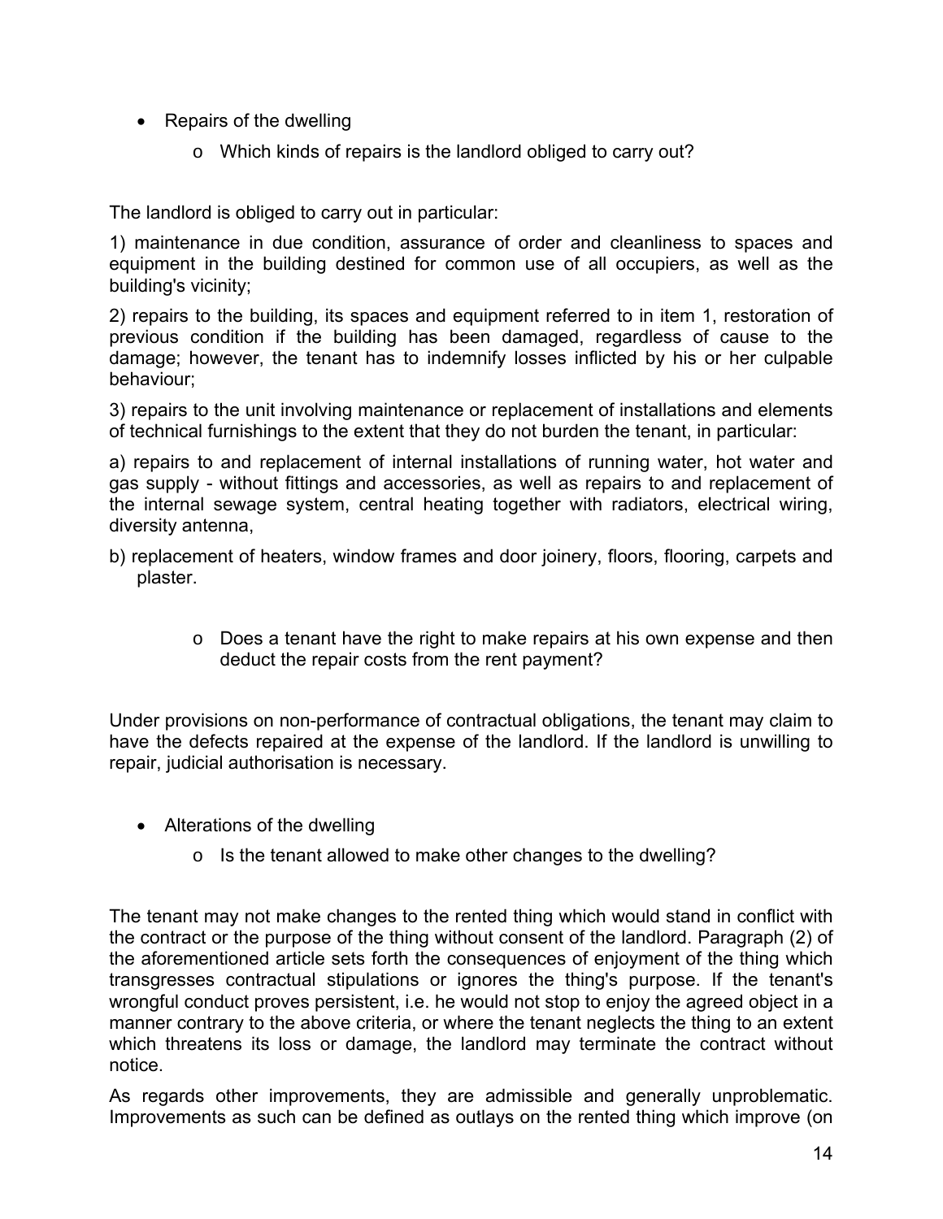- Repairs of the dwelling
    - Which kinds of repairs is the landlord obliged to carry out?

The landlord is obliged to carry out in particular:

1) maintenance in due condition, assurance of order and cleanliness to spaces and equipment in the building destined for common use of all occupiers, as well as the building's vicinity;

2) repairs to the building, its spaces and equipment referred to in item 1, restoration of previous condition if the building has been damaged, regardless of cause to the damage; however, the tenant has to indemnify losses inflicted by his or her culpable behaviour;

3) repairs to the unit involving maintenance or replacement of installations and elements of technical furnishings to the extent that they do not burden the tenant, in particular:

a) repairs to and replacement of internal installations of running water, hot water and gas supply - without fittings and accessories, as well as repairs to and replacement of the internal sewage system, central heating together with radiators, electrical wiring, diversity antenna,

b) replacement of heaters, window frames and door joinery, floors, flooring, carpets and plaster.

- Does a tenant have the right to make repairs at his own expense and then deduct the repair costs from the rent payment?

Under provisions on non-performance of contractual obligations, the tenant may claim to have the defects repaired at the expense of the landlord. If the landlord is unwilling to repair, judicial authorisation is necessary.

- Alterations of the dwelling
    - Is the tenant allowed to make other changes to the dwelling?

The tenant may not make changes to the rented thing which would stand in conflict with the contract or the purpose of the thing without consent of the landlord. Paragraph (2) of the aforementioned article sets forth the consequences of enjoyment of the thing which transgresses contractual stipulations or ignores the thing's purpose. If the tenant's wrongful conduct proves persistent, i.e. he would not stop to enjoy the agreed object in a manner contrary to the above criteria, or where the tenant neglects the thing to an extent which threatens its loss or damage, the landlord may terminate the contract without notice.

As regards other improvements, they are admissible and generally unproblematic. Improvements as such can be defined as outlays on the rented thing which improve (on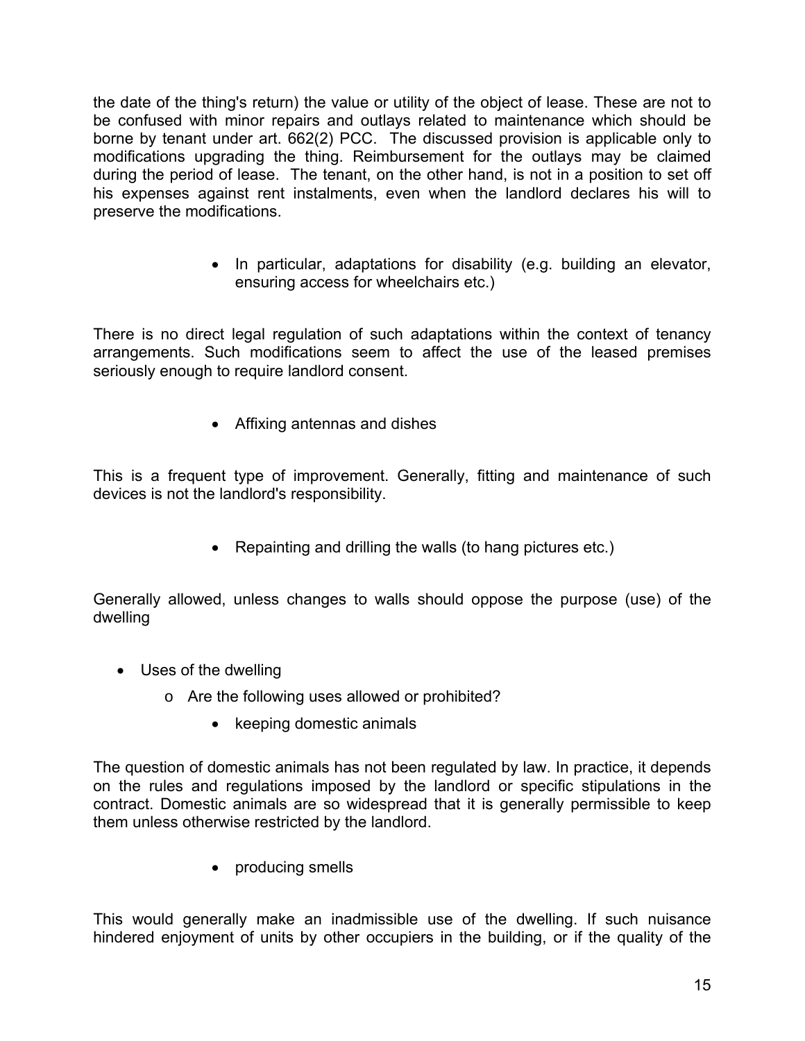the date of the thing's return) the value or utility of the object of lease. These are not to be confused with minor repairs and outlays related to maintenance which should be borne by tenant under art. 662(2) PCC. The discussed provision is applicable only to modifications upgrading the thing. Reimbursement for the outlays may be claimed during the period of lease. The tenant, on the other hand, is not in a position to set off his expenses against rent instalments, even when the landlord declares his will to preserve the modifications.

- In particular, adaptations for disability (e.g. building an elevator, ensuring access for wheelchairs etc.)

There is no direct legal regulation of such adaptations within the context of tenancy arrangements. Such modifications seem to affect the use of the leased premises seriously enough to require landlord consent.

- Affixing antennas and dishes

This is a frequent type of improvement. Generally, fitting and maintenance of such devices is not the landlord's responsibility.

- Repainting and drilling the walls (to hang pictures etc.)

Generally allowed, unless changes to walls should oppose the purpose (use) of the dwelling

- Uses of the dwelling
  - Are the following uses allowed or prohibited?
    - keeping domestic animals

The question of domestic animals has not been regulated by law. In practice, it depends on the rules and regulations imposed by the landlord or specific stipulations in the contract. Domestic animals are so widespread that it is generally permissible to keep them unless otherwise restricted by the landlord.

- producing smells

This would generally make an inadmissible use of the dwelling. If such nuisance hindered enjoyment of units by other occupiers in the building, or if the quality of the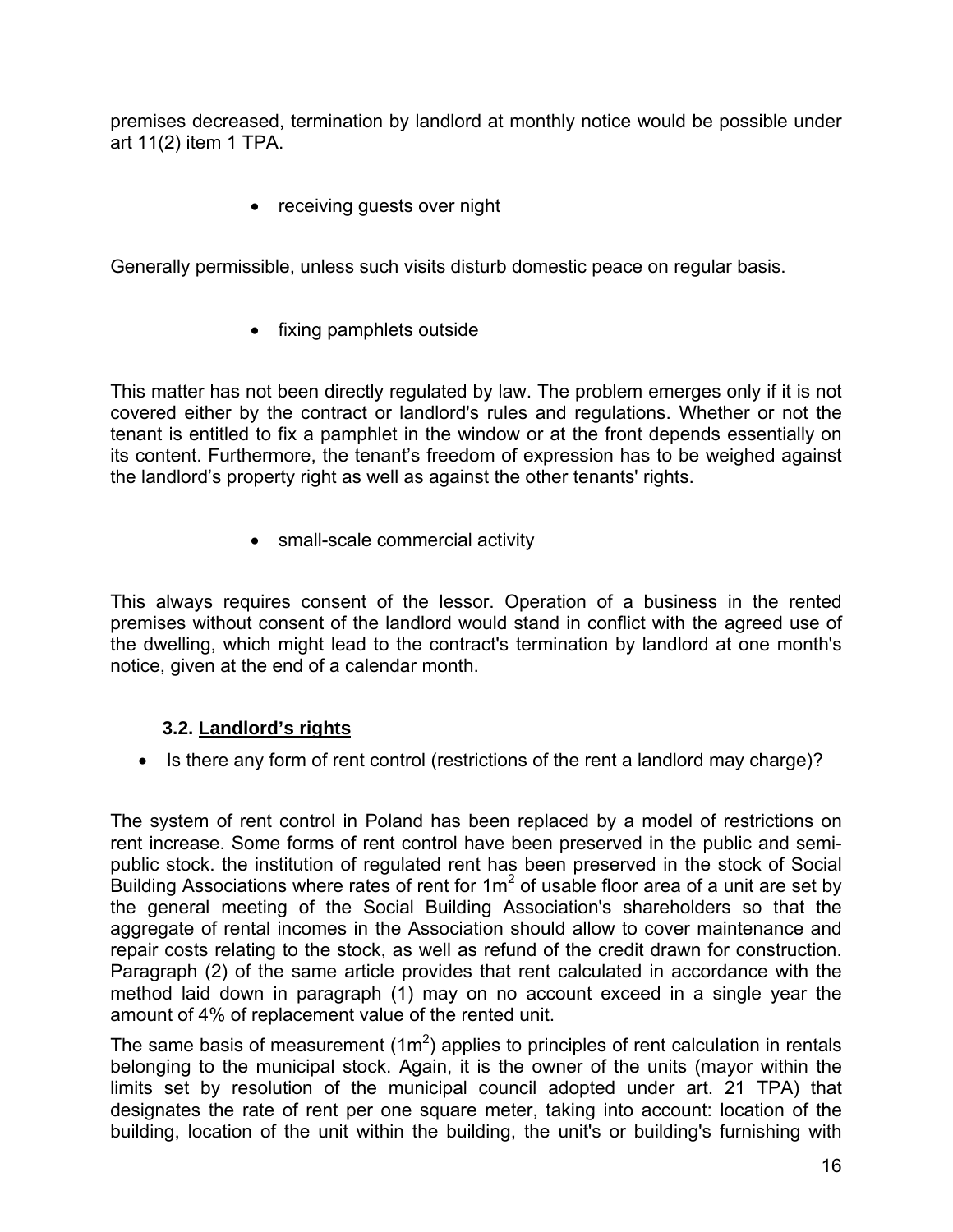premises decreased, termination by landlord at monthly notice would be possible under art 11(2) item 1 TPA.

- receiving guests over night

Generally permissible, unless such visits disturb domestic peace on regular basis.

- fixing pamphlets outside

This matter has not been directly regulated by law. The problem emerges only if it is not covered either by the contract or landlord's rules and regulations. Whether or not the tenant is entitled to fix a pamphlet in the window or at the front depends essentially on its content. Furthermore, the tenant's freedom of expression has to be weighed against the landlord's property right as well as against the other tenants' rights.

- small-scale commercial activity

This always requires consent of the lessor. Operation of a business in the rented premises without consent of the landlord would stand in conflict with the agreed use of the dwelling, which might lead to the contract's termination by landlord at one month's notice, given at the end of a calendar month.

### 3.2. Landlord's rights

- Is there any form of rent control (restrictions of the rent a landlord may charge)?

The system of rent control in Poland has been replaced by a model of restrictions on rent increase. Some forms of rent control have been preserved in the public and semi-public stock. the institution of regulated rent has been preserved in the stock of Social Building Associations where rates of rent for $1m^2$ of usable floor area of a unit are set by the general meeting of the Social Building Association's shareholders so that the aggregate of rental incomes in the Association should allow to cover maintenance and repair costs relating to the stock, as well as refund of the credit drawn for construction. Paragraph (2) of the same article provides that rent calculated in accordance with the method laid down in paragraph (1) may on no account exceed in a single year the amount of 4% of replacement value of the rented unit.

The same basis of measurement ($1m^2$) applies to principles of rent calculation in rentals belonging to the municipal stock. Again, it is the owner of the units (mayor within the limits set by resolution of the municipal council adopted under art. 21 TPA) that designates the rate of rent per one square meter, taking into account: location of the building, location of the unit within the building, the unit's or building's furnishing with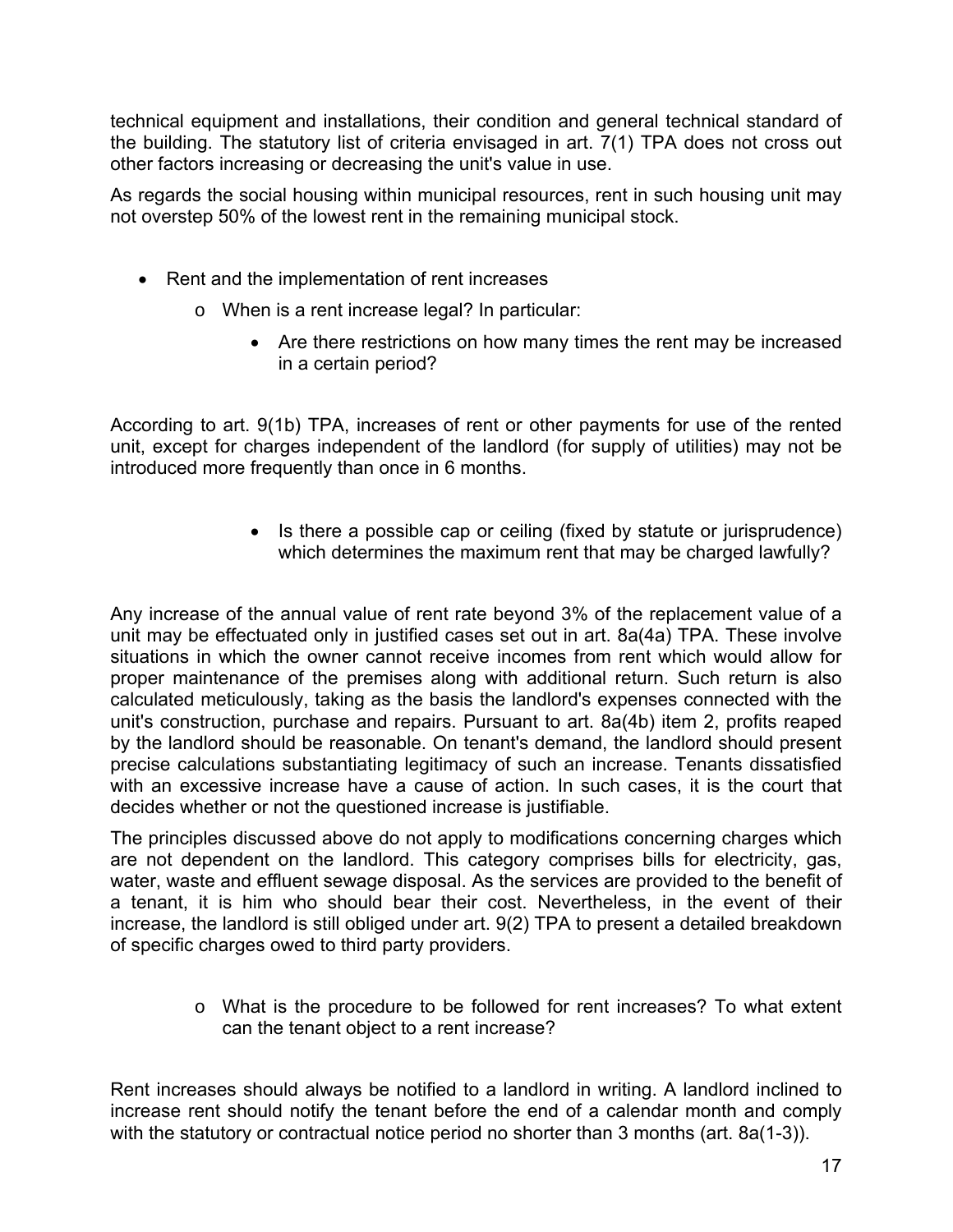technical equipment and installations, their condition and general technical standard of the building. The statutory list of criteria envisaged in art. 7(1) TPA does not cross out other factors increasing or decreasing the unit's value in use.

As regards the social housing within municipal resources, rent in such housing unit may not overstep 50% of the lowest rent in the remaining municipal stock.

- Rent and the implementation of rent increases
  - When is a rent increase legal? In particular:
    - Are there restrictions on how many times the rent may be increased in a certain period?

According to art. 9(1b) TPA, increases of rent or other payments for use of the rented unit, except for charges independent of the landlord (for supply of utilities) may not be introduced more frequently than once in 6 months.

- Is there a possible cap or ceiling (fixed by statute or jurisprudence) which determines the maximum rent that may be charged lawfully?

Any increase of the annual value of rent rate beyond 3% of the replacement value of a unit may be effectuated only in justified cases set out in art. 8a(4a) TPA. These involve situations in which the owner cannot receive incomes from rent which would allow for proper maintenance of the premises along with additional return. Such return is also calculated meticulously, taking as the basis the landlord's expenses connected with the unit's construction, purchase and repairs. Pursuant to art. 8a(4b) item 2, profits reaped by the landlord should be reasonable. On tenant's demand, the landlord should present precise calculations substantiating legitimacy of such an increase. Tenants dissatisfied with an excessive increase have a cause of action. In such cases, it is the court that decides whether or not the questioned increase is justifiable.

The principles discussed above do not apply to modifications concerning charges which are not dependent on the landlord. This category comprises bills for electricity, gas, water, waste and effluent sewage disposal. As the services are provided to the benefit of a tenant, it is him who should bear their cost. Nevertheless, in the event of their increase, the landlord is still obliged under art. 9(2) TPA to present a detailed breakdown of specific charges owed to third party providers.

- What is the procedure to be followed for rent increases? To what extent can the tenant object to a rent increase?

Rent increases should always be notified to a landlord in writing. A landlord inclined to increase rent should notify the tenant before the end of a calendar month and comply with the statutory or contractual notice period no shorter than 3 months (art. 8a(1-3)).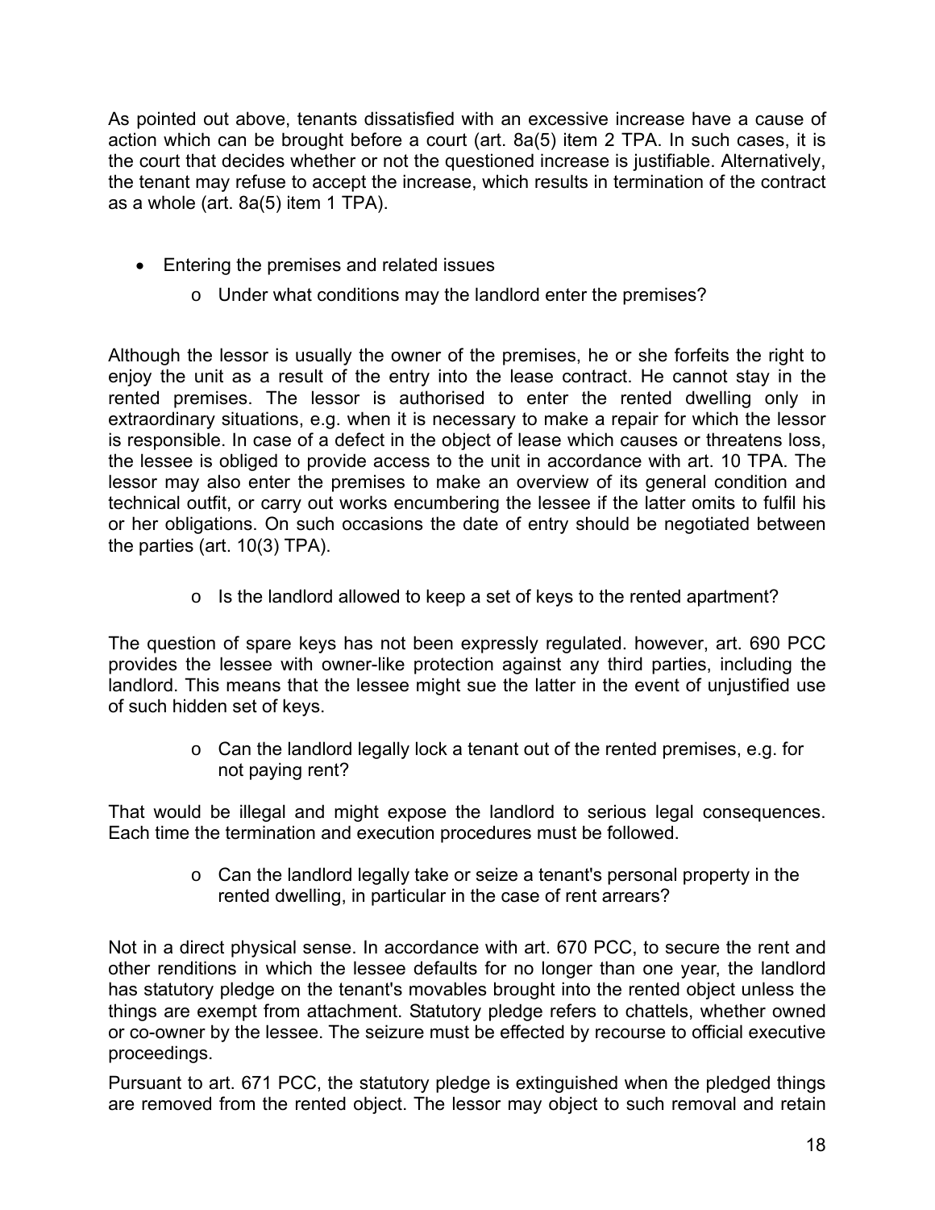As pointed out above, tenants dissatisfied with an excessive increase have a cause of action which can be brought before a court (art. 8a(5) item 2 TPA. In such cases, it is the court that decides whether or not the questioned increase is justifiable. Alternatively, the tenant may refuse to accept the increase, which results in termination of the contract as a whole (art. 8a(5) item 1 TPA).

- Entering the premises and related issues
  - Under what conditions may the landlord enter the premises?

Although the lessor is usually the owner of the premises, he or she forfeits the right to enjoy the unit as a result of the entry into the lease contract. He cannot stay in the rented premises. The lessor is authorised to enter the rented dwelling only in extraordinary situations, e.g. when it is necessary to make a repair for which the lessor is responsible. In case of a defect in the object of lease which causes or threatens loss, the lessee is obliged to provide access to the unit in accordance with art. 10 TPA. The lessor may also enter the premises to make an overview of its general condition and technical outfit, or carry out works encumbering the lessee if the latter omits to fulfil his or her obligations. On such occasions the date of entry should be negotiated between the parties (art. 10(3) TPA).

  - Is the landlord allowed to keep a set of keys to the rented apartment?

The question of spare keys has not been expressly regulated. however, art. 690 PCC provides the lessee with owner-like protection against any third parties, including the landlord. This means that the lessee might sue the latter in the event of unjustified use of such hidden set of keys.

  - Can the landlord legally lock a tenant out of the rented premises, e.g. for not paying rent?

That would be illegal and might expose the landlord to serious legal consequences. Each time the termination and execution procedures must be followed.

  - Can the landlord legally take or seize a tenant's personal property in the rented dwelling, in particular in the case of rent arrears?

Not in a direct physical sense. In accordance with art. 670 PCC, to secure the rent and other renditions in which the lessee defaults for no longer than one year, the landlord has statutory pledge on the tenant's movables brought into the rented object unless the things are exempt from attachment. Statutory pledge refers to chattels, whether owned or co-owner by the lessee. The seizure must be effected by recourse to official executive proceedings.

Pursuant to art. 671 PCC, the statutory pledge is extinguished when the pledged things are removed from the rented object. The lessor may object to such removal and retain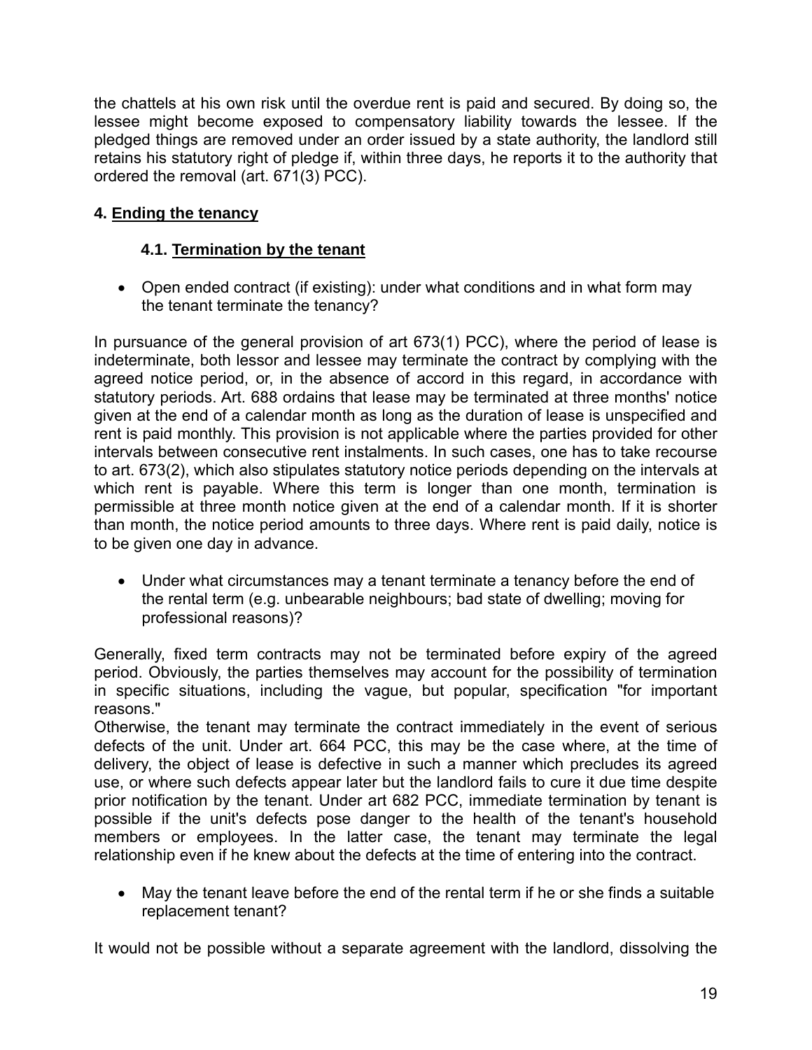the chattels at his own risk until the overdue rent is paid and secured. By doing so, the lessee might become exposed to compensatory liability towards the lessee. If the pledged things are removed under an order issued by a state authority, the landlord still retains his statutory right of pledge if, within three days, he reports it to the authority that ordered the removal (art. 671(3) PCC).

## 4. <u>Ending the tenancy</u>

### 4.1. <u>Termination by the tenant</u>

- Open ended contract (if existing): under what conditions and in what form may the tenant terminate the tenancy?

In pursuance of the general provision of art 673(1) PCC), where the period of lease is indeterminate, both lessor and lessee may terminate the contract by complying with the agreed notice period, or, in the absence of accord in this regard, in accordance with statutory periods. Art. 688 ordains that lease may be terminated at three months' notice given at the end of a calendar month as long as the duration of lease is unspecified and rent is paid monthly. This provision is not applicable where the parties provided for other intervals between consecutive rent instalments. In such cases, one has to take recourse to art. 673(2), which also stipulates statutory notice periods depending on the intervals at which rent is payable. Where this term is longer than one month, termination is permissible at three month notice given at the end of a calendar month. If it is shorter than month, the notice period amounts to three days. Where rent is paid daily, notice is to be given one day in advance.

- Under what circumstances may a tenant terminate a tenancy before the end of the rental term (e.g. unbearable neighbours; bad state of dwelling; moving for professional reasons)?

Generally, fixed term contracts may not be terminated before expiry of the agreed period. Obviously, the parties themselves may account for the possibility of termination in specific situations, including the vague, but popular, specification "for important reasons."
Otherwise, the tenant may terminate the contract immediately in the event of serious defects of the unit. Under art. 664 PCC, this may be the case where, at the time of delivery, the object of lease is defective in such a manner which precludes its agreed use, or where such defects appear later but the landlord fails to cure it due time despite prior notification by the tenant. Under art 682 PCC, immediate termination by tenant is possible if the unit's defects pose danger to the health of the tenant's household members or employees. In the latter case, the tenant may terminate the legal relationship even if he knew about the defects at the time of entering into the contract.

- May the tenant leave before the end of the rental term if he or she finds a suitable replacement tenant?

It would not be possible without a separate agreement with the landlord, dissolving the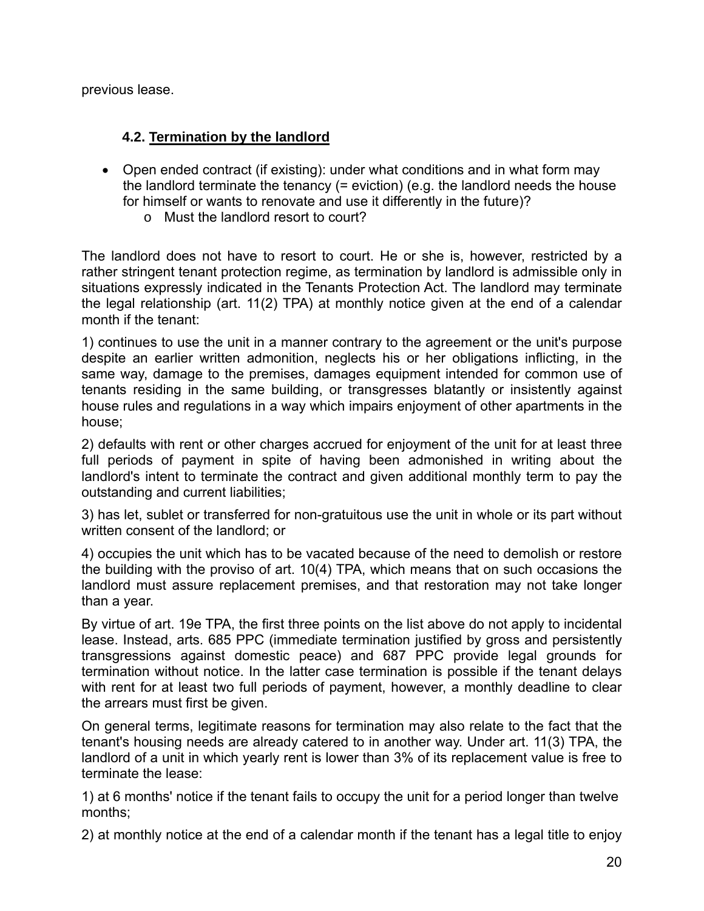previous lease.

### 4.2. Termination by the landlord

- Open ended contract (if existing): under what conditions and in what form may the landlord terminate the tenancy (= eviction) (e.g. the landlord needs the house for himself or wants to renovate and use it differently in the future)?
    - Must the landlord resort to court?

The landlord does not have to resort to court. He or she is, however, restricted by a rather stringent tenant protection regime, as termination by landlord is admissible only in situations expressly indicated in the Tenants Protection Act. The landlord may terminate the legal relationship (art. 11(2) TPA) at monthly notice given at the end of a calendar month if the tenant:

1) continues to use the unit in a manner contrary to the agreement or the unit's purpose despite an earlier written admonition, neglects his or her obligations inflicting, in the same way, damage to the premises, damages equipment intended for common use of tenants residing in the same building, or transgresses blatantly or insistently against house rules and regulations in a way which impairs enjoyment of other apartments in the house;

2) defaults with rent or other charges accrued for enjoyment of the unit for at least three full periods of payment in spite of having been admonished in writing about the landlord's intent to terminate the contract and given additional monthly term to pay the outstanding and current liabilities;

3) has let, sublet or transferred for non-gratuitous use the unit in whole or its part without written consent of the landlord; or

4) occupies the unit which has to be vacated because of the need to demolish or restore the building with the proviso of art. 10(4) TPA, which means that on such occasions the landlord must assure replacement premises, and that restoration may not take longer than a year.

By virtue of art. 19e TPA, the first three points on the list above do not apply to incidental lease. Instead, arts. 685 PPC (immediate termination justified by gross and persistently transgressions against domestic peace) and 687 PPC provide legal grounds for termination without notice. In the latter case termination is possible if the tenant delays with rent for at least two full periods of payment, however, a monthly deadline to clear the arrears must first be given.

On general terms, legitimate reasons for termination may also relate to the fact that the tenant's housing needs are already catered to in another way. Under art. 11(3) TPA, the landlord of a unit in which yearly rent is lower than 3% of its replacement value is free to terminate the lease:

1) at 6 months' notice if the tenant fails to occupy the unit for a period longer than twelve months;

2) at monthly notice at the end of a calendar month if the tenant has a legal title to enjoy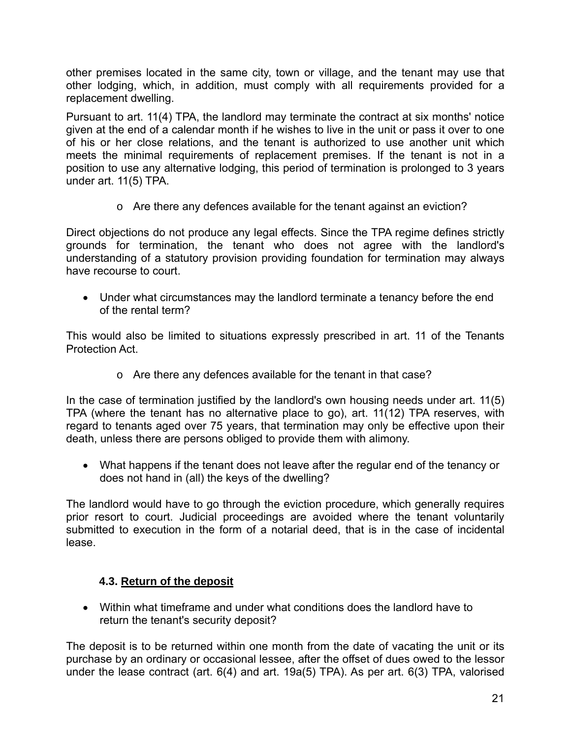other premises located in the same city, town or village, and the tenant may use that other lodging, which, in addition, must comply with all requirements provided for a replacement dwelling.

Pursuant to art. 11(4) TPA, the landlord may terminate the contract at six months' notice given at the end of a calendar month if he wishes to live in the unit or pass it over to one of his or her close relations, and the tenant is authorized to use another unit which meets the minimal requirements of replacement premises. If the tenant is not in a position to use any alternative lodging, this period of termination is prolonged to 3 years under art. 11(5) TPA.

- Are there any defences available for the tenant against an eviction?

Direct objections do not produce any legal effects. Since the TPA regime defines strictly grounds for termination, the tenant who does not agree with the landlord's understanding of a statutory provision providing foundation for termination may always have recourse to court.

- Under what circumstances may the landlord terminate a tenancy before the end of the rental term?

This would also be limited to situations expressly prescribed in art. 11 of the Tenants Protection Act.

- Are there any defences available for the tenant in that case?

In the case of termination justified by the landlord's own housing needs under art. 11(5) TPA (where the tenant has no alternative place to go), art. 11(12) TPA reserves, with regard to tenants aged over 75 years, that termination may only be effective upon their death, unless there are persons obliged to provide them with alimony.

- What happens if the tenant does not leave after the regular end of the tenancy or does not hand in (all) the keys of the dwelling?

The landlord would have to go through the eviction procedure, which generally requires prior resort to court. Judicial proceedings are avoided where the tenant voluntarily submitted to execution in the form of a notarial deed, that is in the case of incidental lease.

### 4.3. Return of the deposit

- Within what timeframe and under what conditions does the landlord have to return the tenant's security deposit?

The deposit is to be returned within one month from the date of vacating the unit or its purchase by an ordinary or occasional lessee, after the offset of dues owed to the lessor under the lease contract (art. 6(4) and art. 19a(5) TPA). As per art. 6(3) TPA, valorised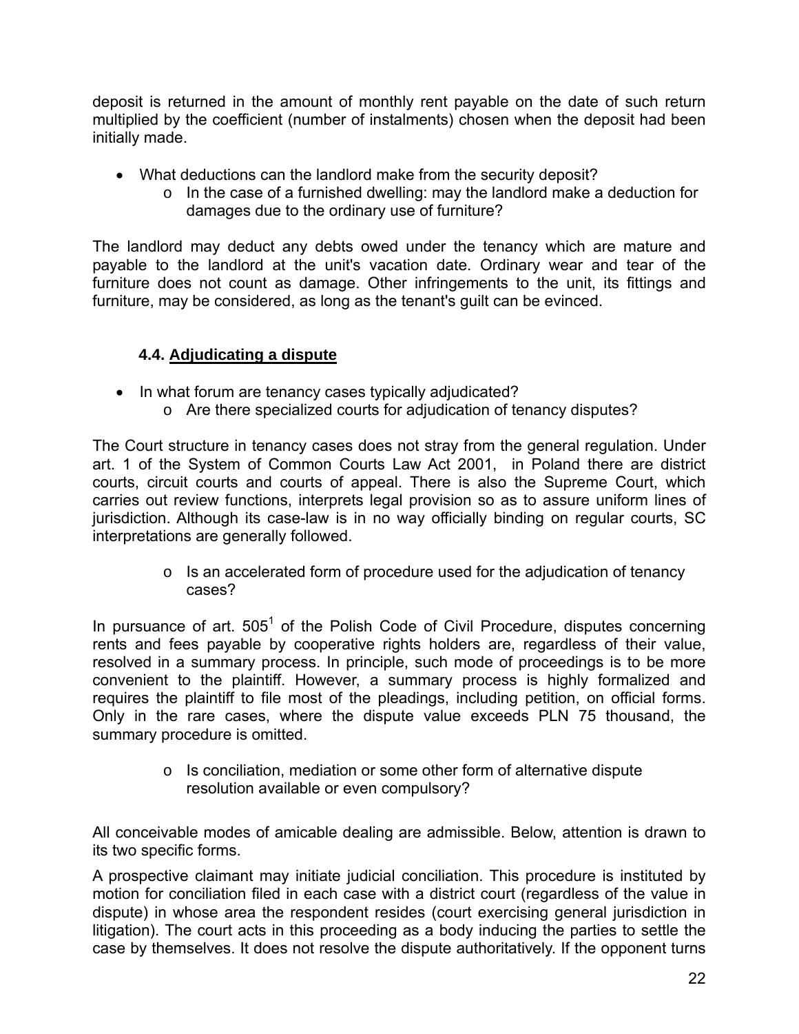deposit is returned in the amount of monthly rent payable on the date of such return multiplied by the coefficient (number of instalments) chosen when the deposit had been initially made.

- What deductions can the landlord make from the security deposit?
  - In the case of a furnished dwelling: may the landlord make a deduction for damages due to the ordinary use of furniture?

The landlord may deduct any debts owed under the tenancy which are mature and payable to the landlord at the unit's vacation date. Ordinary wear and tear of the furniture does not count as damage. Other infringements to the unit, its fittings and furniture, may be considered, as long as the tenant's guilt can be evinced.

### 4.4. Adjudicating a dispute

- In what forum are tenancy cases typically adjudicated?
  - Are there specialized courts for adjudication of tenancy disputes?

The Court structure in tenancy cases does not stray from the general regulation. Under art. 1 of the System of Common Courts Law Act 2001, in Poland there are district courts, circuit courts and courts of appeal. There is also the Supreme Court, which carries out review functions, interprets legal provision so as to assure uniform lines of jurisdiction. Although its case-law is in no way officially binding on regular courts, SC interpretations are generally followed.

- Is an accelerated form of procedure used for the adjudication of tenancy cases?

In pursuance of art. 505[1] of the Polish Code of Civil Procedure, disputes concerning rents and fees payable by cooperative rights holders are, regardless of their value, resolved in a summary process. In principle, such mode of proceedings is to be more convenient to the plaintiff. However, a summary process is highly formalized and requires the plaintiff to file most of the pleadings, including petition, on official forms. Only in the rare cases, where the dispute value exceeds PLN 75 thousand, the summary procedure is omitted.

- Is conciliation, mediation or some other form of alternative dispute resolution available or even compulsory?

All conceivable modes of amicable dealing are admissible. Below, attention is drawn to its two specific forms.

A prospective claimant may initiate judicial conciliation. This procedure is instituted by motion for conciliation filed in each case with a district court (regardless of the value in dispute) in whose area the respondent resides (court exercising general jurisdiction in litigation). The court acts in this proceeding as a body inducing the parties to settle the case by themselves. It does not resolve the dispute authoritatively. If the opponent turns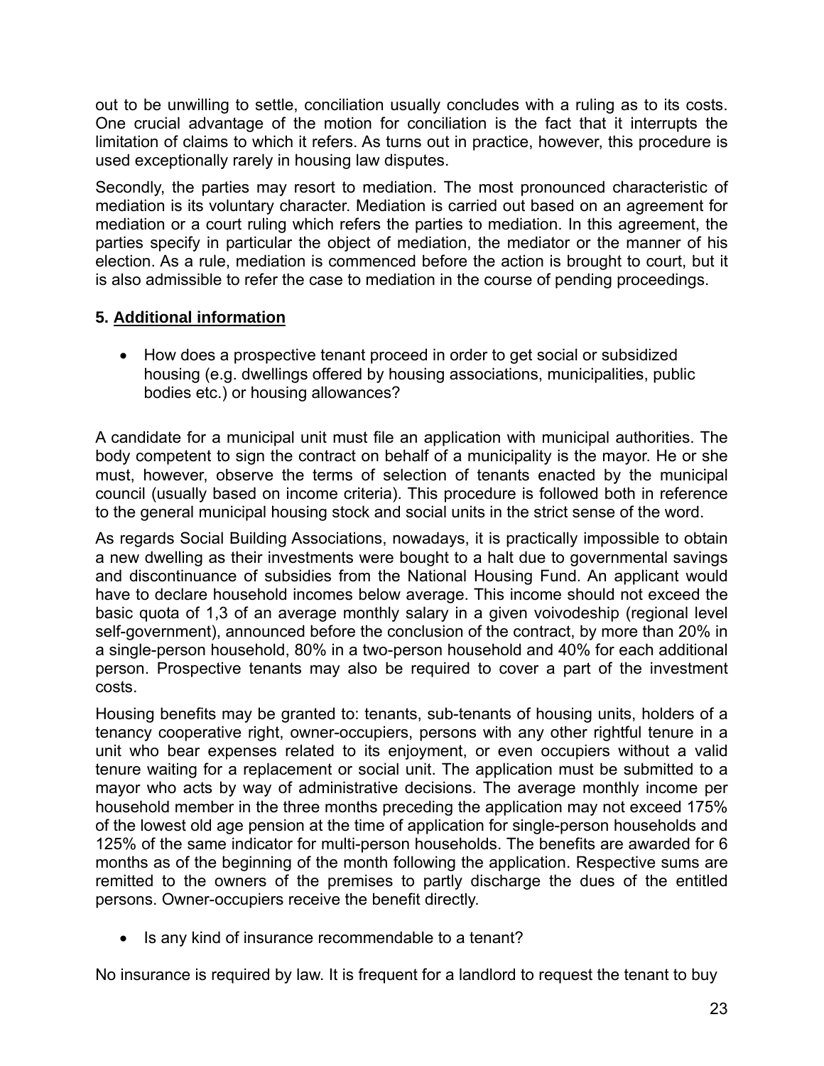out to be unwilling to settle, conciliation usually concludes with a ruling as to its costs. One crucial advantage of the motion for conciliation is the fact that it interrupts the limitation of claims to which it refers. As turns out in practice, however, this procedure is used exceptionally rarely in housing law disputes.

Secondly, the parties may resort to mediation. The most pronounced characteristic of mediation is its voluntary character. Mediation is carried out based on an agreement for mediation or a court ruling which refers the parties to mediation. In this agreement, the parties specify in particular the object of mediation, the mediator or the manner of his election. As a rule, mediation is commenced before the action is brought to court, but it is also admissible to refer the case to mediation in the course of pending proceedings.

## 5. Additional information

- How does a prospective tenant proceed in order to get social or subsidized housing (e.g. dwellings offered by housing associations, municipalities, public bodies etc.) or housing allowances?

A candidate for a municipal unit must file an application with municipal authorities. The body competent to sign the contract on behalf of a municipality is the mayor. He or she must, however, observe the terms of selection of tenants enacted by the municipal council (usually based on income criteria). This procedure is followed both in reference to the general municipal housing stock and social units in the strict sense of the word.

As regards Social Building Associations, nowadays, it is practically impossible to obtain a new dwelling as their investments were bought to a halt due to governmental savings and discontinuance of subsidies from the National Housing Fund. An applicant would have to declare household incomes below average. This income should not exceed the basic quota of 1,3 of an average monthly salary in a given voivodeship (regional level self-government), announced before the conclusion of the contract, by more than 20% in a single-person household, 80% in a two-person household and 40% for each additional person. Prospective tenants may also be required to cover a part of the investment costs.

Housing benefits may be granted to: tenants, sub-tenants of housing units, holders of a tenancy cooperative right, owner-occupiers, persons with any other rightful tenure in a unit who bear expenses related to its enjoyment, or even occupiers without a valid tenure waiting for a replacement or social unit. The application must be submitted to a mayor who acts by way of administrative decisions. The average monthly income per household member in the three months preceding the application may not exceed 175% of the lowest old age pension at the time of application for single-person households and 125% of the same indicator for multi-person households. The benefits are awarded for 6 months as of the beginning of the month following the application. Respective sums are remitted to the owners of the premises to partly discharge the dues of the entitled persons. Owner-occupiers receive the benefit directly.

- Is any kind of insurance recommendable to a tenant?

No insurance is required by law. It is frequent for a landlord to request the tenant to buy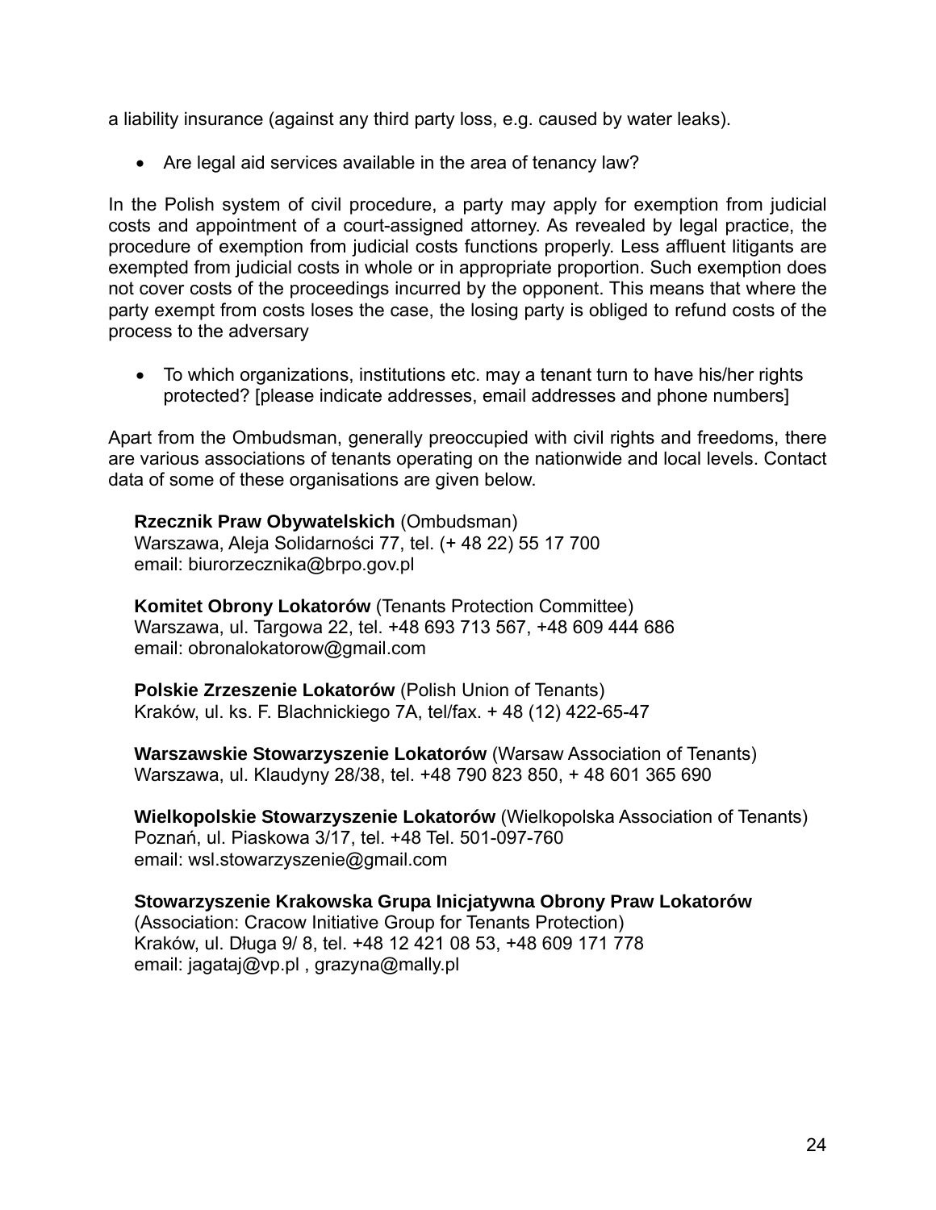a liability insurance (against any third party loss, e.g. caused by water leaks).

- Are legal aid services available in the area of tenancy law?

In the Polish system of civil procedure, a party may apply for exemption from judicial costs and appointment of a court-assigned attorney. As revealed by legal practice, the procedure of exemption from judicial costs functions properly. Less affluent litigants are exempted from judicial costs in whole or in appropriate proportion. Such exemption does not cover costs of the proceedings incurred by the opponent. This means that where the party exempt from costs loses the case, the losing party is obliged to refund costs of the process to the adversary

- To which organizations, institutions etc. may a tenant turn to have his/her rights protected? [please indicate addresses, email addresses and phone numbers]

Apart from the Ombudsman, generally preoccupied with civil rights and freedoms, there are various associations of tenants operating on the nationwide and local levels. Contact data of some of these organisations are given below.

**Rzecznik Praw Obywatelskich** (Ombudsman)
Warszawa, Aleja Solidarności 77, tel. (+ 48 22) 55 17 700
email: biurorzecznika@brpo.gov.pl

**Komitet Obrony Lokatorów** (Tenants Protection Committee)
Warszawa, ul. Targowa 22, tel. +48 693 713 567, +48 609 444 686
email: obronalokatorow@gmail.com

**Polskie Zrzeszenie Lokatorów** (Polish Union of Tenants)
Kraków, ul. ks. F. Blachnickiego 7A, tel/fax. + 48 (12) 422-65-47

**Warszawskie Stowarzyszenie Lokatorów** (Warsaw Association of Tenants)
Warszawa, ul. Klaudyny 28/38, tel. +48 790 823 850, + 48 601 365 690

**Wielkopolskie Stowarzyszenie Lokatorów** (Wielkopolska Association of Tenants)
Poznań, ul. Piaskowa 3/17, tel. +48 Tel. 501-097-760
email: wsl.stowarzyszenie@gmail.com

**Stowarzyszenie Krakowska Grupa Inicjatywna Obrony Praw Lokatorów**
(Association: Cracow Initiative Group for Tenants Protection)
Kraków, ul. Długa 9/ 8, tel. +48 12 421 08 53, +48 609 171 778
email: jagataj@vp.pl , grazyna@mally.pl